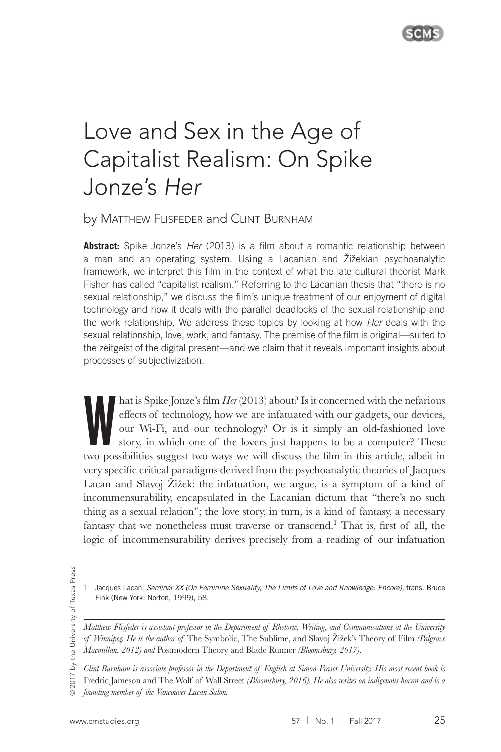# Love and Sex in the Age of Capitalist Realism: On Spike Jonze's *Her*

by Matthew Flisfeder and Clint Burnham

**Abstract:** Spike Jonze's *Her* (2013) is a film about a romantic relationship between a man and an operating system. Using a Lacanian and Žižekian psychoanalytic framework, we interpret this film in the context of what the late cultural theorist Mark Fisher has called "capitalist realism." Referring to the Lacanian thesis that "there is no sexual relationship," we discuss the film's unique treatment of our enjoyment of digital technology and how it deals with the parallel deadlocks of the sexual relationship and the work relationship. We address these topics by looking at how *Her* deals with the sexual relationship, love, work, and fantasy. The premise of the film is original—suited to the zeitgeist of the digital present—and we claim that it reveals important insights about processes of subjectivization.

What is Spike Jonze's film *Her* (2013) about? Is it concerned with the nefarious effects of technology, how we are infatuated with our gadgets, our devices, our Wi-Fi, and our technology? Or is it simply an old-fashioned love story, in which one of the lovers just happens to be a computer? These two possibilities suggest two ways we will discuss the film in this article, albeit in very specific critical paradigms derived from the psychoanalytic theories of Jacques Lacan and Slavoj Žižek: the infatuation, we argue, is a symptom of a kind of incommensurability, encapsulated in the Lacanian dictum that "there's no such thing as a sexual relation"; the love story, in turn, is a kind of fantasy, a necessary fantasy that we nonetheless must traverse or transcend.[1] That is, first of all, the logic of incommensurability derives precisely from a reading of our infatuation

1 Jacques Lacan, *Seminar XX (On Feminine Sexuality, The Limits of Love and Knowledge: Encore)*, trans. Bruce Fink (New York: Norton, 1999), 58.

*Matthew Flisfeder is assistant professor in the Department of Rhetoric, Writing, and Communications at the University of Winnipeg. He is the author of* The Symbolic, The Sublime, and Slavoj Žižek's Theory of Film *(Palgrave Macmillan, 2012) and* Postmodern Theory and Blade Runner *(Bloomsbury, 2017).*

*Clint Burnham is associate professor in the Department of English at Simon Fraser University. His most recent book is* Fredric Jameson and The Wolf of Wall Street *(Bloomsbury, 2016). He also writes on indigenous horror and is a founding member of the Vancouver Lacan Salon.*

© 2017 by the University of Texas Press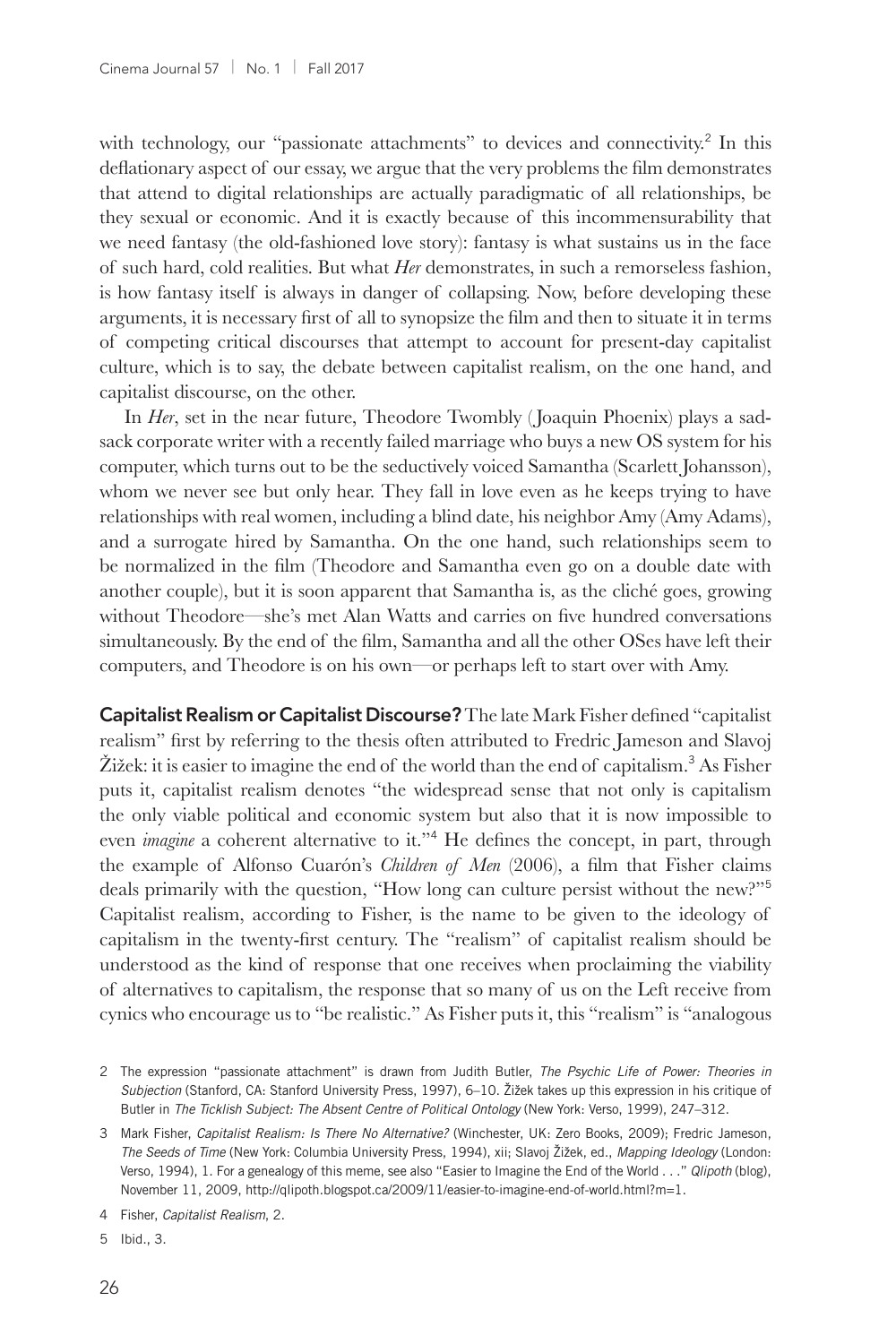with technology, our "passionate attachments" to devices and connectivity.[2] In this deflationary aspect of our essay, we argue that the very problems the film demonstrates that attend to digital relationships are actually paradigmatic of all relationships, be they sexual or economic. And it is exactly because of this incommensurability that we need fantasy (the old-fashioned love story): fantasy is what sustains us in the face of such hard, cold realities. But what *Her* demonstrates, in such a remorseless fashion, is how fantasy itself is always in danger of collapsing. Now, before developing these arguments, it is necessary first of all to synopsize the film and then to situate it in terms of competing critical discourses that attempt to account for present-day capitalist culture, which is to say, the debate between capitalist realism, on the one hand, and capitalist discourse, on the other.

In *Her*, set in the near future, Theodore Twombly (Joaquin Phoenix) plays a sad-sack corporate writer with a recently failed marriage who buys a new OS system for his computer, which turns out to be the seductively voiced Samantha (Scarlett Johansson), whom we never see but only hear. They fall in love even as he keeps trying to have relationships with real women, including a blind date, his neighbor Amy (Amy Adams), and a surrogate hired by Samantha. On the one hand, such relationships seem to be normalized in the film (Theodore and Samantha even go on a double date with another couple), but it is soon apparent that Samantha is, as the cliché goes, growing without Theodore—she's met Alan Watts and carries on five hundred conversations simultaneously. By the end of the film, Samantha and all the other OSes have left their computers, and Theodore is on his own—or perhaps left to start over with Amy.

**Capitalist Realism or Capitalist Discourse?** The late Mark Fisher defined "capitalist realism" first by referring to the thesis often attributed to Fredric Jameson and Slavoj Žižek: it is easier to imagine the end of the world than the end of capitalism.[3] As Fisher puts it, capitalist realism denotes "the widespread sense that not only is capitalism the only viable political and economic system but also that it is now impossible to even *imagine* a coherent alternative to it."[4] He defines the concept, in part, through the example of Alfonso Cuarón's *Children of Men* (2006), a film that Fisher claims deals primarily with the question, "How long can culture persist without the new?"[5] Capitalist realism, according to Fisher, is the name to be given to the ideology of capitalism in the twenty-first century. The "realism" of capitalist realism should be understood as the kind of response that one receives when proclaiming the viability of alternatives to capitalism, the response that so many of us on the Left receive from cynics who encourage us to "be realistic." As Fisher puts it, this "realism" is "analogous

2 The expression "passionate attachment" is drawn from Judith Butler, *The Psychic Life of Power: Theories in Subjection* (Stanford, CA: Stanford University Press, 1997), 6–10. Žižek takes up this expression in his critique of Butler in *The Ticklish Subject: The Absent Centre of Political Ontology* (New York: Verso, 1999), 247–312.

3 Mark Fisher, *Capitalist Realism: Is There No Alternative?* (Winchester, UK: Zero Books, 2009); Fredric Jameson, *The Seeds of Time* (New York: Columbia University Press, 1994), xii; Slavoj Žižek, ed., *Mapping Ideology* (London: Verso, 1994), 1. For a genealogy of this meme, see also "Easier to Imagine the End of the World . . ." *Qlipoth* (blog), November 11, 2009, http://qlipoth.blogspot.ca/2009/11/easier-to-imagine-end-of-world.html?m=1.

4 Fisher, *Capitalist Realism*, 2.

5 Ibid., 3.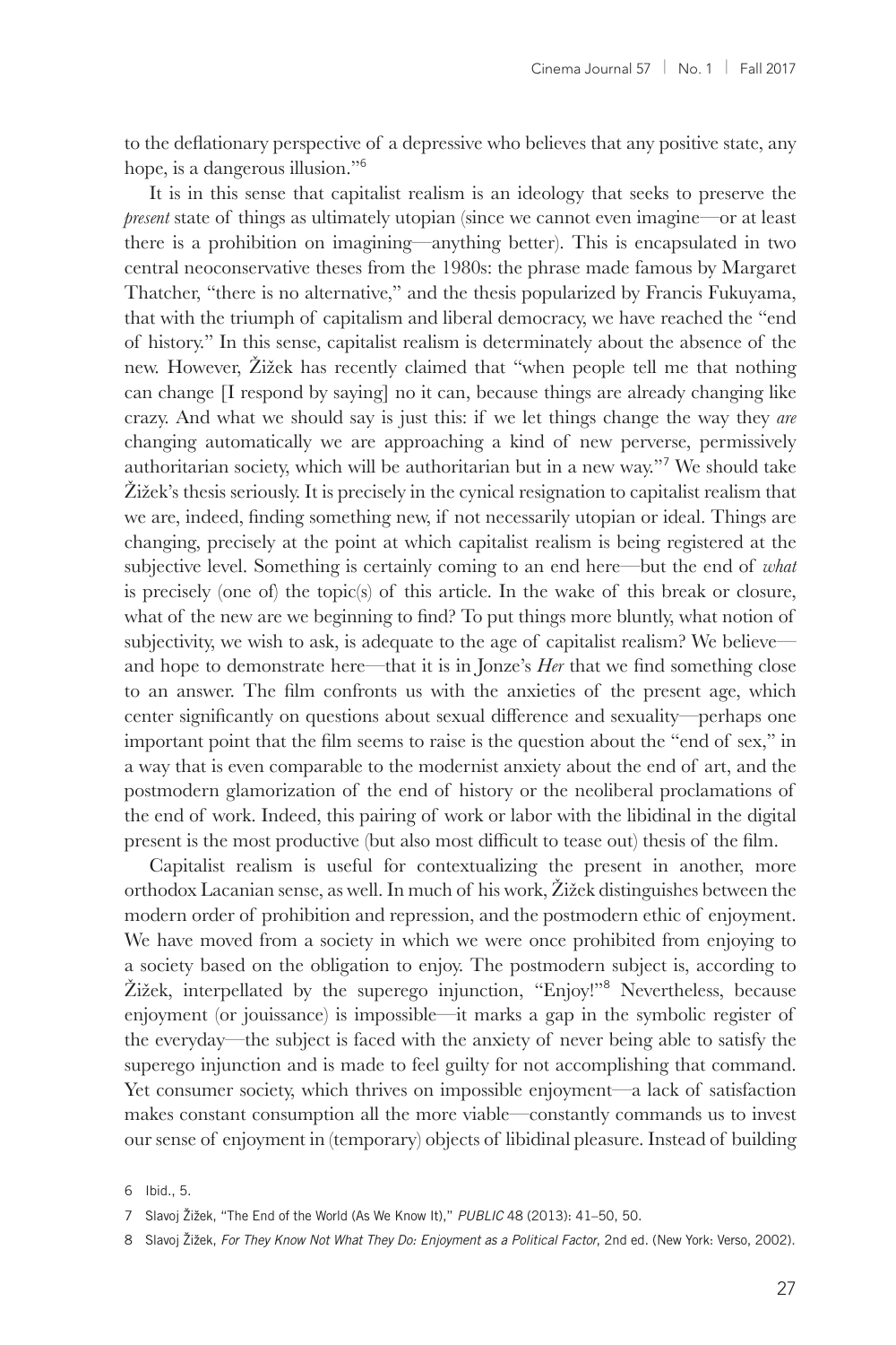to the deflationary perspective of a depressive who believes that any positive state, any hope, is a dangerous illusion."[6]

It is in this sense that capitalist realism is an ideology that seeks to preserve the *present* state of things as ultimately utopian (since we cannot even imagine—or at least there is a prohibition on imagining—anything better). This is encapsulated in two central neoconservative theses from the 1980s: the phrase made famous by Margaret Thatcher, "there is no alternative," and the thesis popularized by Francis Fukuyama, that with the triumph of capitalism and liberal democracy, we have reached the "end of history." In this sense, capitalist realism is determinately about the absence of the new. However, Žižek has recently claimed that "when people tell me that nothing can change [I respond by saying] no it can, because things are already changing like crazy. And what we should say is just this: if we let things change the way they *are* changing automatically we are approaching a kind of new perverse, permissively authoritarian society, which will be authoritarian but in a new way."[7] We should take Žižek's thesis seriously. It is precisely in the cynical resignation to capitalist realism that we are, indeed, finding something new, if not necessarily utopian or ideal. Things are changing, precisely at the point at which capitalist realism is being registered at the subjective level. Something is certainly coming to an end here—but the end of *what* is precisely (one of) the topic(s) of this article. In the wake of this break or closure, what of the new are we beginning to find? To put things more bluntly, what notion of subjectivity, we wish to ask, is adequate to the age of capitalist realism? We believe—and hope to demonstrate here—that it is in Jonze's *Her* that we find something close to an answer. The film confronts us with the anxieties of the present age, which center significantly on questions about sexual difference and sexuality—perhaps one important point that the film seems to raise is the question about the "end of sex," in a way that is even comparable to the modernist anxiety about the end of art, and the postmodern glamorization of the end of history or the neoliberal proclamations of the end of work. Indeed, this pairing of work or labor with the libidinal in the digital present is the most productive (but also most difficult to tease out) thesis of the film.

Capitalist realism is useful for contextualizing the present in another, more orthodox Lacanian sense, as well. In much of his work, Žižek distinguishes between the modern order of prohibition and repression, and the postmodern ethic of enjoyment. We have moved from a society in which we were once prohibited from enjoying to a society based on the obligation to enjoy. The postmodern subject is, according to Žižek, interpellated by the superego injunction, "Enjoy!"[8] Nevertheless, because enjoyment (or jouissance) is impossible—it marks a gap in the symbolic register of the everyday—the subject is faced with the anxiety of never being able to satisfy the superego injunction and is made to feel guilty for not accomplishing that command. Yet consumer society, which thrives on impossible enjoyment—a lack of satisfaction makes constant consumption all the more viable—constantly commands us to invest our sense of enjoyment in (temporary) objects of libidinal pleasure. Instead of building

6 Ibid., 5.

7 Slavoj Žižek, "The End of the World (As We Know It)," *PUBLIC* 48 (2013): 41–50, 50.

8 Slavoj Žižek, *For They Know Not What They Do: Enjoyment as a Political Factor*, 2nd ed. (New York: Verso, 2002).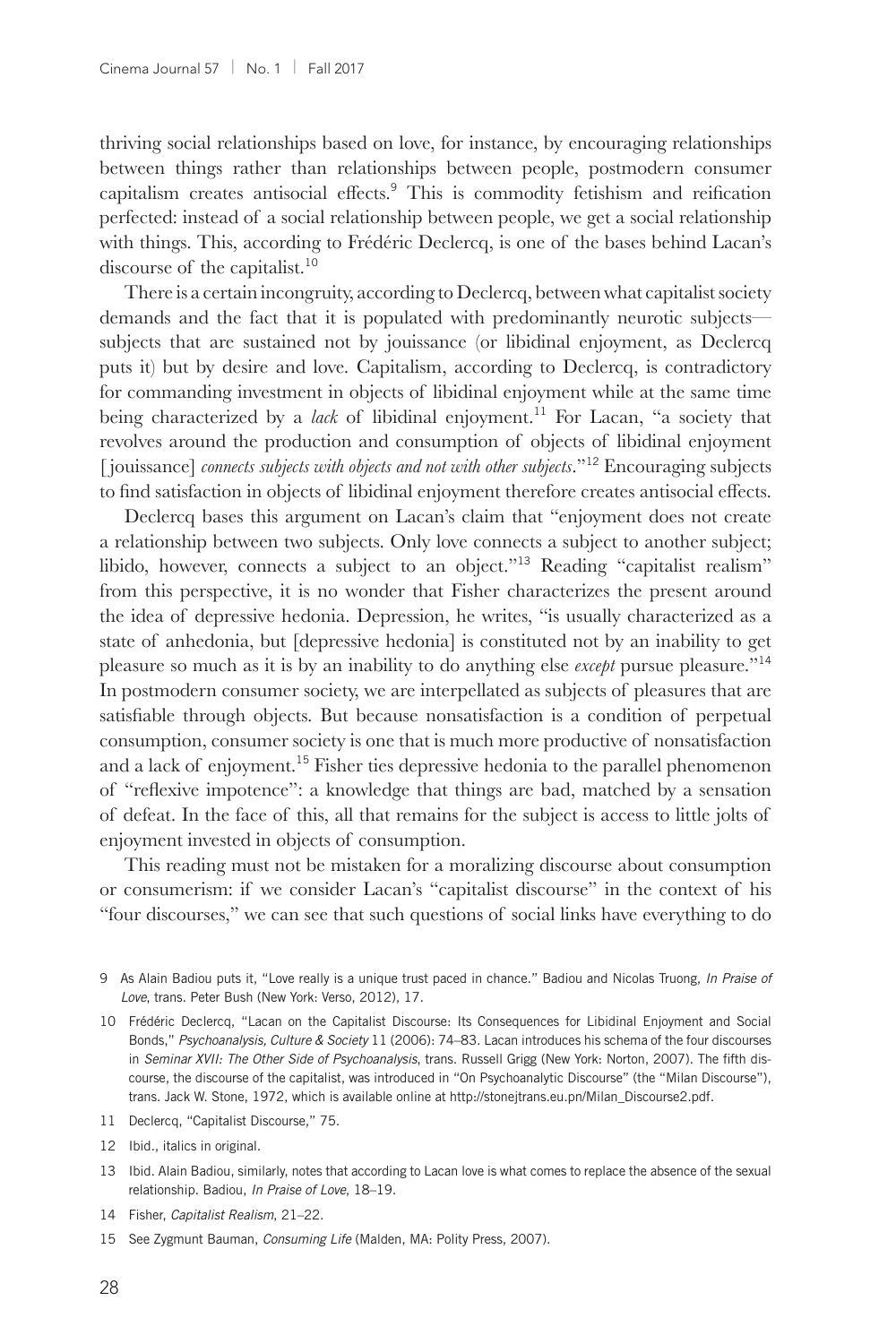thriving social relationships based on love, for instance, by encouraging relationships between things rather than relationships between people, postmodern consumer capitalism creates antisocial effects.[9] This is commodity fetishism and reification perfected: instead of a social relationship between people, we get a social relationship with things. This, according to Frédéric Declercq, is one of the bases behind Lacan's discourse of the capitalist.[10]

There is a certain incongruity, according to Declercq, between what capitalist society demands and the fact that it is populated with predominantly neurotic subjects—subjects that are sustained not by jouissance (or libidinal enjoyment, as Declercq puts it) but by desire and love. Capitalism, according to Declercq, is contradictory for commanding investment in objects of libidinal enjoyment while at the same time being characterized by a *lack* of libidinal enjoyment.[11] For Lacan, "a society that revolves around the production and consumption of objects of libidinal enjoyment [jouissance] *connects subjects with objects and not with other subjects*."[12] Encouraging subjects to find satisfaction in objects of libidinal enjoyment therefore creates antisocial effects.

Declercq bases this argument on Lacan's claim that "enjoyment does not create a relationship between two subjects. Only love connects a subject to another subject; libido, however, connects a subject to an object."[13] Reading "capitalist realism" from this perspective, it is no wonder that Fisher characterizes the present around the idea of depressive hedonia. Depression, he writes, "is usually characterized as a state of anhedonia, but [depressive hedonia] is constituted not by an inability to get pleasure so much as it is by an inability to do anything else *except* pursue pleasure."[14] In postmodern consumer society, we are interpellated as subjects of pleasures that are satisfiable through objects. But because nonsatisfaction is a condition of perpetual consumption, consumer society is one that is much more productive of nonsatisfaction and a lack of enjoyment.[15] Fisher ties depressive hedonia to the parallel phenomenon of "reflexive impotence": a knowledge that things are bad, matched by a sensation of defeat. In the face of this, all that remains for the subject is access to little jolts of enjoyment invested in objects of consumption.

This reading must not be mistaken for a moralizing discourse about consumption or consumerism: if we consider Lacan's "capitalist discourse" in the context of his "four discourses," we can see that such questions of social links have everything to do

9 As Alain Badiou puts it, "Love really is a unique trust paced in chance." Badiou and Nicolas Truong, *In Praise of Love*, trans. Peter Bush (New York: Verso, 2012), 17.

10 Frédéric Declercq, "Lacan on the Capitalist Discourse: Its Consequences for Libidinal Enjoyment and Social Bonds," *Psychoanalysis, Culture & Society* 11 (2006): 74–83. Lacan introduces his schema of the four discourses in *Seminar XVII: The Other Side of Psychoanalysis*, trans. Russell Grigg (New York: Norton, 2007). The fifth discourse, the discourse of the capitalist, was introduced in "On Psychoanalytic Discourse" (the "Milan Discourse"), trans. Jack W. Stone, 1972, which is available online at http://stonejtrans.eu.pn/Milan_Discourse2.pdf.

11 Declercq, "Capitalist Discourse," 75.

12 Ibid., italics in original.

13 Ibid. Alain Badiou, similarly, notes that according to Lacan love is what comes to replace the absence of the sexual relationship. Badiou, *In Praise of Love*, 18–19.

14 Fisher, *Capitalist Realism*, 21–22.

15 See Zygmunt Bauman, *Consuming Life* (Malden, MA: Polity Press, 2007).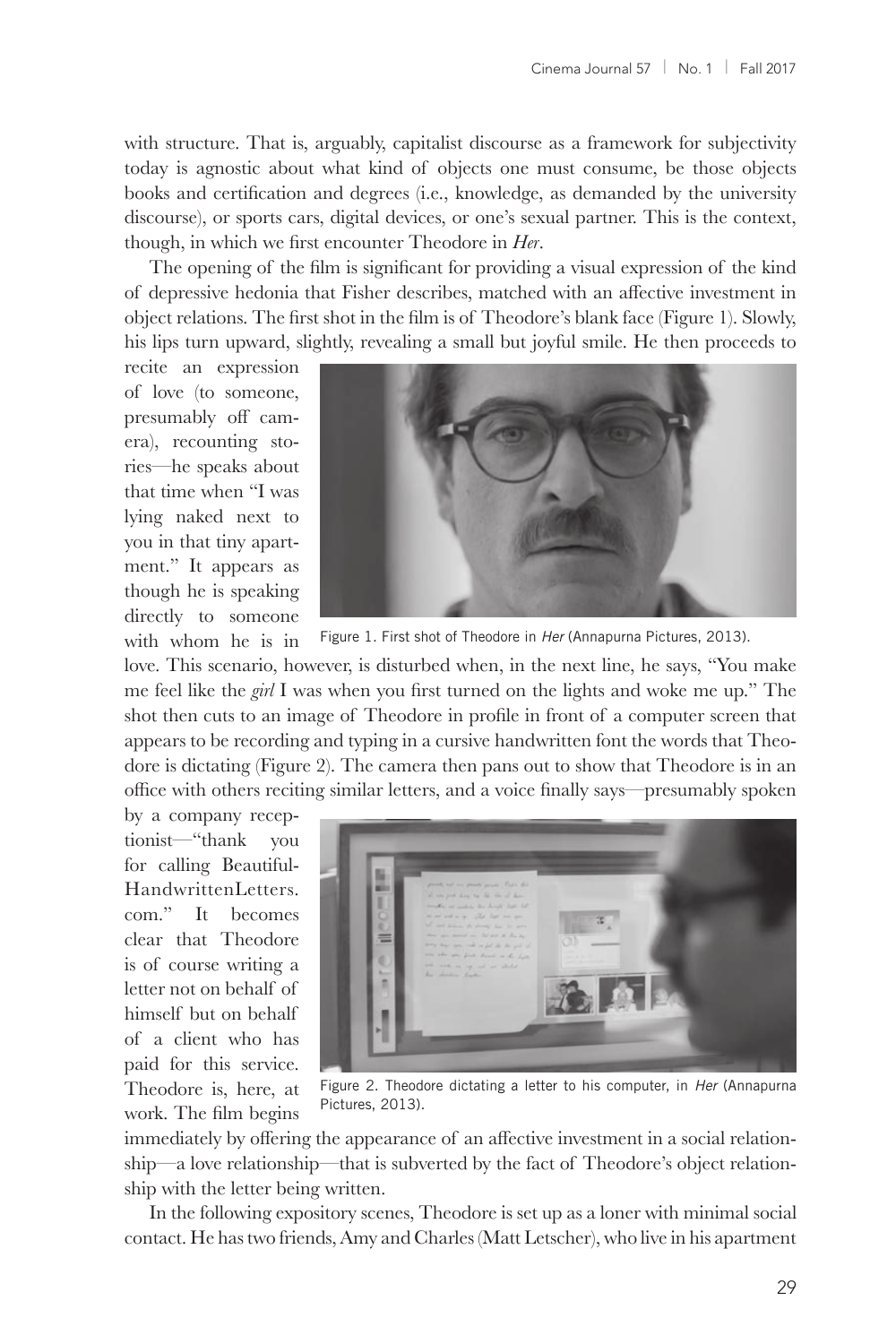with structure. That is, arguably, capitalist discourse as a framework for subjectivity today is agnostic about what kind of objects one must consume, be those objects books and certification and degrees (i.e., knowledge, as demanded by the university discourse), or sports cars, digital devices, or one's sexual partner. This is the context, though, in which we first encounter Theodore in *Her*.

The opening of the film is significant for providing a visual expression of the kind of depressive hedonia that Fisher describes, matched with an affective investment in object relations. The first shot in the film is of Theodore's blank face (Figure 1). Slowly, his lips turn upward, slightly, revealing a small but joyful smile. He then proceeds to recite an expression of love (to someone, presumably off camera), recounting stories—he speaks about that time when "I was lying naked next to you in that tiny apartment." It appears as though he is speaking directly to someone with whom he is in love. This scenario, however, is disturbed when, in the next line, he says, "You make me feel like the *girl* I was when you first turned on the lights and woke me up." The shot then cuts to an image of Theodore in profile in front of a computer screen that appears to be recording and typing in a cursive handwritten font the words that Theodore is dictating (Figure 2). The camera then pans out to show that Theodore is in an office with others reciting similar letters, and a voice finally says—presumably spoken by a company receptionist—"thank you for calling BeautifulHandwrittenLetters.com." It becomes clear that Theodore is of course writing a letter not on behalf of himself but on behalf of a client who has paid for this service. Theodore is, here, at work. The film begins immediately by offering the appearance of an affective investment in a social relationship—a love relationship—that is subverted by the fact of Theodore's object relationship with the letter being written.

Figure 1. First shot of Theodore in *Her* (Annapurna Pictures, 2013).

Figure 2. Theodore dictating a letter to his computer, in *Her* (Annapurna Pictures, 2013).

In the following expository scenes, Theodore is set up as a loner with minimal social contact. He has two friends, Amy and Charles (Matt Letscher), who live in his apartment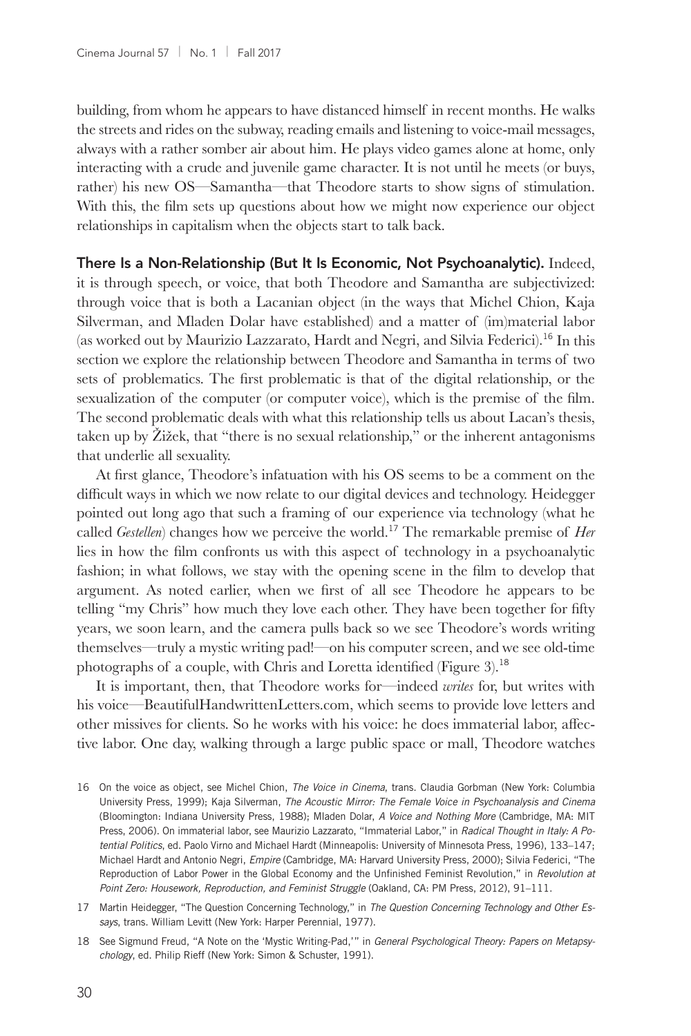building, from whom he appears to have distanced himself in recent months. He walks the streets and rides on the subway, reading emails and listening to voice-mail messages, always with a rather somber air about him. He plays video games alone at home, only interacting with a crude and juvenile game character. It is not until he meets (or buys, rather) his new OS—Samantha—that Theodore starts to show signs of stimulation. With this, the film sets up questions about how we might now experience our object relationships in capitalism when the objects start to talk back.

**There Is a Non-Relationship (But It Is Economic, Not Psychoanalytic).** Indeed, it is through speech, or voice, that both Theodore and Samantha are subjectivized: through voice that is both a Lacanian object (in the ways that Michel Chion, Kaja Silverman, and Mladen Dolar have established) and a matter of (im)material labor (as worked out by Maurizio Lazzarato, Hardt and Negri, and Silvia Federici).[16] In this section we explore the relationship between Theodore and Samantha in terms of two sets of problematics. The first problematic is that of the digital relationship, or the sexualization of the computer (or computer voice), which is the premise of the film. The second problematic deals with what this relationship tells us about Lacan's thesis, taken up by Žižek, that "there is no sexual relationship," or the inherent antagonisms that underlie all sexuality.

At first glance, Theodore's infatuation with his OS seems to be a comment on the difficult ways in which we now relate to our digital devices and technology. Heidegger pointed out long ago that such a framing of our experience via technology (what he called *Gestellen*) changes how we perceive the world.[17] The remarkable premise of *Her* lies in how the film confronts us with this aspect of technology in a psychoanalytic fashion; in what follows, we stay with the opening scene in the film to develop that argument. As noted earlier, when we first of all see Theodore he appears to be telling "my Chris" how much they love each other. They have been together for fifty years, we soon learn, and the camera pulls back so we see Theodore's words writing themselves—truly a mystic writing pad!—on his computer screen, and we see old-time photographs of a couple, with Chris and Loretta identified (Figure 3).[18]

It is important, then, that Theodore works for—indeed *writes* for, but writes with his voice—BeautifulHandwrittenLetters.com, which seems to provide love letters and other missives for clients. So he works with his voice: he does immaterial labor, affective labor. One day, walking through a large public space or mall, Theodore watches

16 On the voice as object, see Michel Chion, *The Voice in Cinema*, trans. Claudia Gorbman (New York: Columbia University Press, 1999); Kaja Silverman, *The Acoustic Mirror: The Female Voice in Psychoanalysis and Cinema* (Bloomington: Indiana University Press, 1988); Mladen Dolar, *A Voice and Nothing More* (Cambridge, MA: MIT Press, 2006). On immaterial labor, see Maurizio Lazzarato, "Immaterial Labor," in *Radical Thought in Italy: A Potential Politics*, ed. Paolo Virno and Michael Hardt (Minneapolis: University of Minnesota Press, 1996), 133–147; Michael Hardt and Antonio Negri, *Empire* (Cambridge, MA: Harvard University Press, 2000); Silvia Federici, "The Reproduction of Labor Power in the Global Economy and the Unfinished Feminist Revolution," in *Revolution at Point Zero: Housework, Reproduction, and Feminist Struggle* (Oakland, CA: PM Press, 2012), 91–111.

17 Martin Heidegger, "The Question Concerning Technology," in *The Question Concerning Technology and Other Essays*, trans. William Levitt (New York: Harper Perennial, 1977).

18 See Sigmund Freud, "A Note on the 'Mystic Writing-Pad,'" in *General Psychological Theory: Papers on Metapsychology*, ed. Philip Rieff (New York: Simon & Schuster, 1991).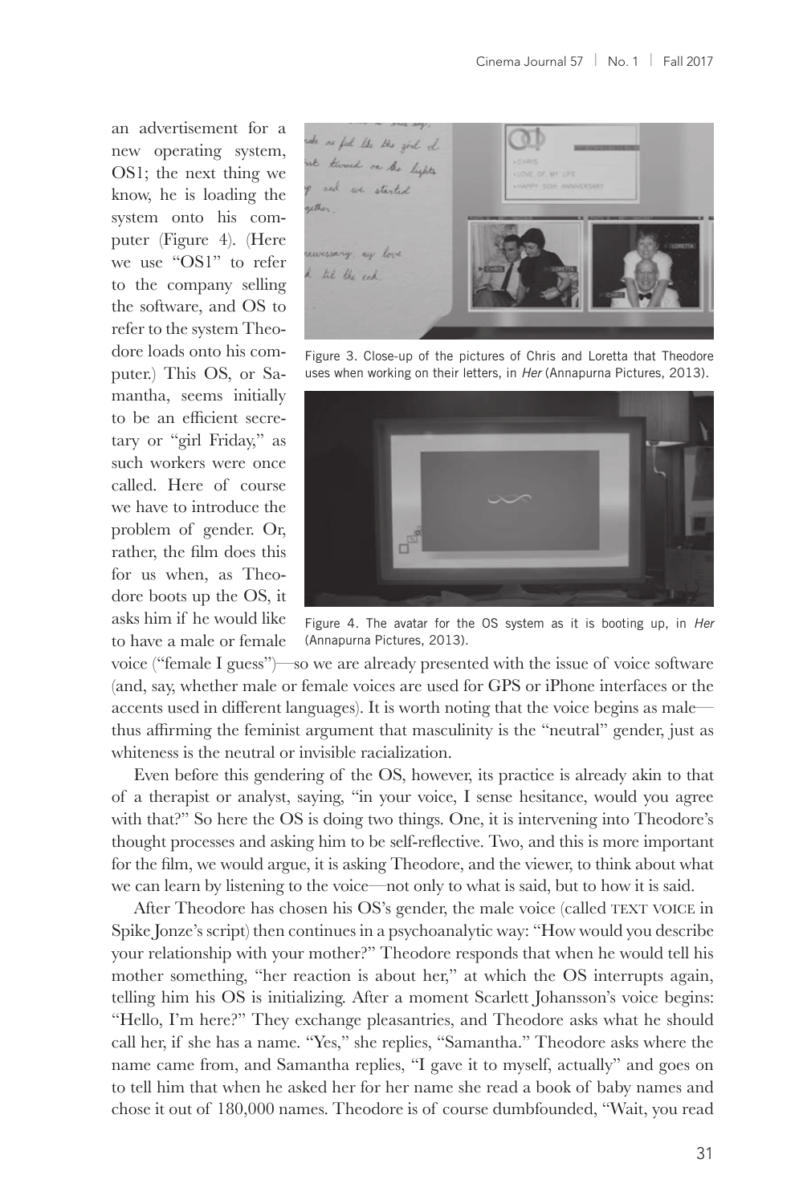an advertisement for a new operating system, OS1; the next thing we know, he is loading the system onto his computer (Figure 4). (Here we use "OS1" to refer to the company selling the software, and OS to refer to the system Theodore loads onto his computer.) This OS, or Samantha, seems initially to be an efficient secretary or "girl Friday," as such workers were once called. Here of course we have to introduce the problem of gender. Or, rather, the film does this for us when, as Theodore boots up the OS, it asks him if he would like to have a male or female voice ("female I guess")—so we are already presented with the issue of voice software (and, say, whether male or female voices are used for GPS or iPhone interfaces or the accents used in different languages). It is worth noting that the voice begins as male—thus affirming the feminist argument that masculinity is the "neutral" gender, just as whiteness is the neutral or invisible racialization.

Figure 3. Close-up of the pictures of Chris and Loretta that Theodore uses when working on their letters, in *Her* (Annapurna Pictures, 2013).

Figure 4. The avatar for the OS system as it is booting up, in *Her* (Annapurna Pictures, 2013).

Even before this gendering of the OS, however, its practice is already akin to that of a therapist or analyst, saying, "in your voice, I sense hesitance, would you agree with that?" So here the OS is doing two things. One, it is intervening into Theodore's thought processes and asking him to be self-reflective. Two, and this is more important for the film, we would argue, it is asking Theodore, and the viewer, to think about what we can learn by listening to the voice—not only to what is said, but to how it is said.

After Theodore has chosen his OS's gender, the male voice (called TEXT VOICE in Spike Jonze's script) then continues in a psychoanalytic way: "How would you describe your relationship with your mother?" Theodore responds that when he would tell his mother something, "her reaction is about her," at which the OS interrupts again, telling him his OS is initializing. After a moment Scarlett Johansson's voice begins: "Hello, I'm here?" They exchange pleasantries, and Theodore asks what he should call her, if she has a name. "Yes," she replies, "Samantha." Theodore asks where the name came from, and Samantha replies, "I gave it to myself, actually" and goes on to tell him that when he asked her for her name she read a book of baby names and chose it out of 180,000 names. Theodore is of course dumbfounded, "Wait, you read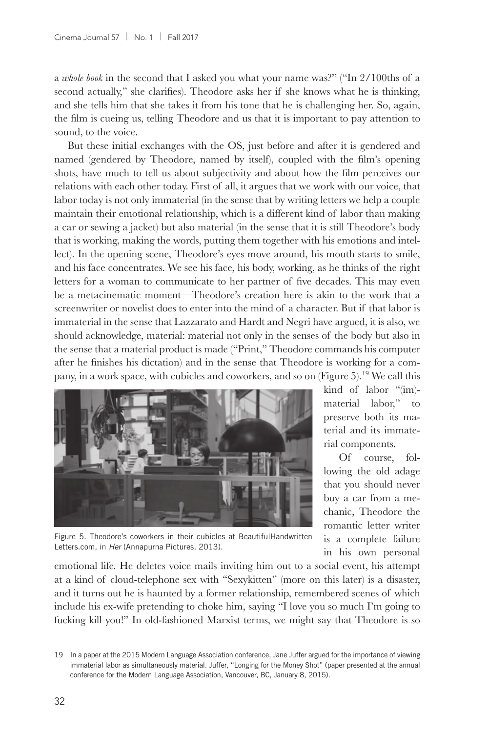a *whole book* in the second that I asked you what your name was?" ("In 2/100ths of a second actually," she clarifies). Theodore asks her if she knows what he is thinking, and she tells him that she takes it from his tone that he is challenging her. So, again, the film is cueing us, telling Theodore and us that it is important to pay attention to sound, to the voice.

But these initial exchanges with the OS, just before and after it is gendered and named (gendered by Theodore, named by itself), coupled with the film's opening shots, have much to tell us about subjectivity and about how the film perceives our relations with each other today. First of all, it argues that we work with our voice, that labor today is not only immaterial (in the sense that by writing letters we help a couple maintain their emotional relationship, which is a different kind of labor than making a car or sewing a jacket) but also material (in the sense that it is still Theodore's body that is working, making the words, putting them together with his emotions and intellect). In the opening scene, Theodore's eyes move around, his mouth starts to smile, and his face concentrates. We see his face, his body, working, as he thinks of the right letters for a woman to communicate to her partner of five decades. This may even be a metacinematic moment—Theodore's creation here is akin to the work that a screenwriter or novelist does to enter into the mind of a character. But if that labor is immaterial in the sense that Lazzarato and Hardt and Negri have argued, it is also, we should acknowledge, material: material not only in the senses of the body but also in the sense that a material product is made ("Print," Theodore commands his computer after he finishes his dictation) and in the sense that Theodore is working for a company, in a work space, with cubicles and coworkers, and so on (Figure 5).[19] We call this kind of labor "(im)material labor," to preserve both its material and its immaterial components.

Figure 5. Theodore's coworkers in their cubicles at BeautifulHandwrittenLetters.com, in *Her* (Annapurna Pictures, 2013).

Of course, following the old adage that you should never buy a car from a mechanic, Theodore the romantic letter writer is a complete failure in his own personal emotional life. He deletes voice mails inviting him out to a social event, his attempt at a kind of cloud-telephone sex with "Sexykitten" (more on this later) is a disaster, and it turns out he is haunted by a former relationship, remembered scenes of which include his ex-wife pretending to choke him, saying "I love you so much I'm going to fucking kill you!" In old-fashioned Marxist terms, we might say that Theodore is so

19 In a paper at the 2015 Modern Language Association conference, Jane Juffer argued for the importance of viewing immaterial labor as simultaneously material. Juffer, "Longing for the Money Shot" (paper presented at the annual conference for the Modern Language Association, Vancouver, BC, January 8, 2015).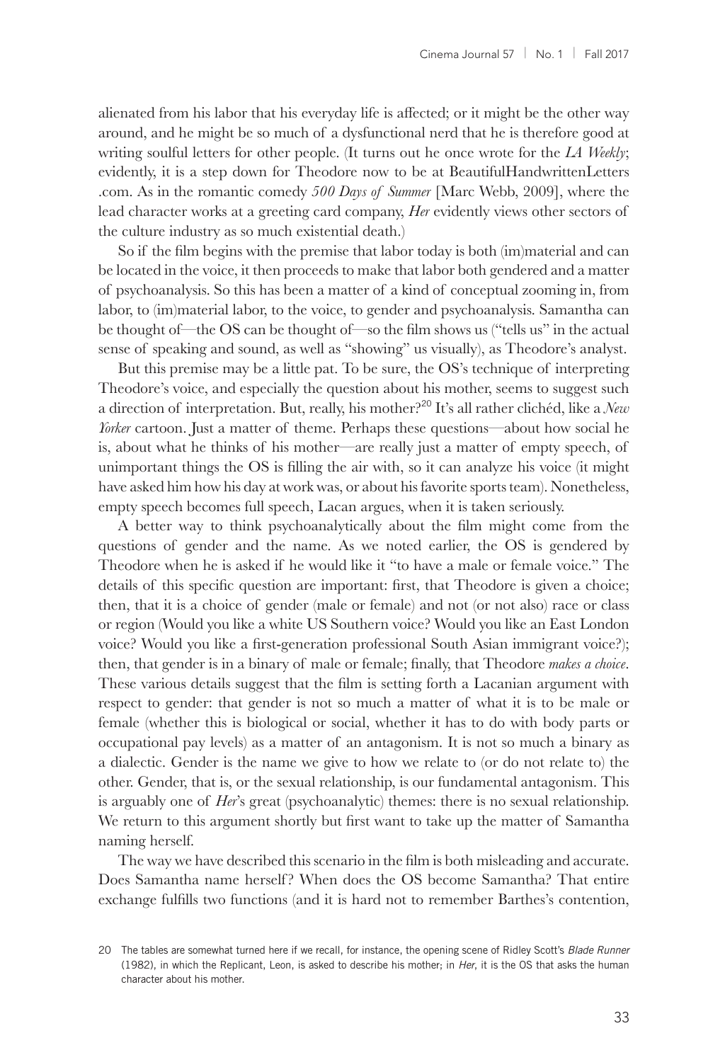alienated from his labor that his everyday life is affected; or it might be the other way around, and he might be so much of a dysfunctional nerd that he is therefore good at writing soulful letters for other people. (It turns out he once wrote for the *LA Weekly*; evidently, it is a step down for Theodore now to be at BeautifulHandwrittenLetters .com. As in the romantic comedy *500 Days of Summer* [Marc Webb, 2009], where the lead character works at a greeting card company, *Her* evidently views other sectors of the culture industry as so much existential death.)

So if the film begins with the premise that labor today is both (im)material and can be located in the voice, it then proceeds to make that labor both gendered and a matter of psychoanalysis. So this has been a matter of a kind of conceptual zooming in, from labor, to (im)material labor, to the voice, to gender and psychoanalysis. Samantha can be thought of—the OS can be thought of—so the film shows us ("tells us" in the actual sense of speaking and sound, as well as "showing" us visually), as Theodore's analyst.

But this premise may be a little pat. To be sure, the OS's technique of interpreting Theodore's voice, and especially the question about his mother, seems to suggest such a direction of interpretation. But, really, his mother?[20] It's all rather clichéd, like a *New Yorker* cartoon. Just a matter of theme. Perhaps these questions—about how social he is, about what he thinks of his mother—are really just a matter of empty speech, of unimportant things the OS is filling the air with, so it can analyze his voice (it might have asked him how his day at work was, or about his favorite sports team). Nonetheless, empty speech becomes full speech, Lacan argues, when it is taken seriously.

A better way to think psychoanalytically about the film might come from the questions of gender and the name. As we noted earlier, the OS is gendered by Theodore when he is asked if he would like it "to have a male or female voice." The details of this specific question are important: first, that Theodore is given a choice; then, that it is a choice of gender (male or female) and not (or not also) race or class or region (Would you like a white US Southern voice? Would you like an East London voice? Would you like a first-generation professional South Asian immigrant voice?); then, that gender is in a binary of male or female; finally, that Theodore *makes a choice*. These various details suggest that the film is setting forth a Lacanian argument with respect to gender: that gender is not so much a matter of what it is to be male or female (whether this is biological or social, whether it has to do with body parts or occupational pay levels) as a matter of an antagonism. It is not so much a binary as a dialectic. Gender is the name we give to how we relate to (or do not relate to) the other. Gender, that is, or the sexual relationship, is our fundamental antagonism. This is arguably one of *Her*'s great (psychoanalytic) themes: there is no sexual relationship. We return to this argument shortly but first want to take up the matter of Samantha naming herself.

The way we have described this scenario in the film is both misleading and accurate. Does Samantha name herself? When does the OS become Samantha? That entire exchange fulfills two functions (and it is hard not to remember Barthes's contention,

20 The tables are somewhat turned here if we recall, for instance, the opening scene of Ridley Scott's *Blade Runner* (1982), in which the Replicant, Leon, is asked to describe his mother; in *Her*, it is the OS that asks the human character about his mother.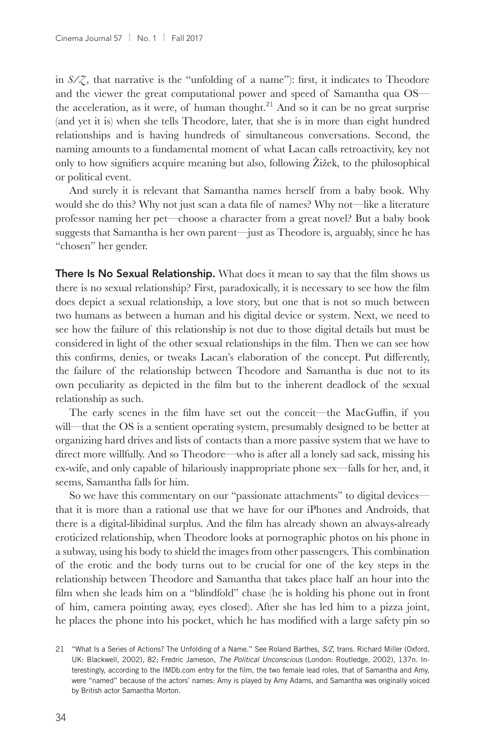in *S/Z*, that narrative is the "unfolding of a name"): first, it indicates to Theodore and the viewer the great computational power and speed of Samantha qua OS—the acceleration, as it were, of human thought.[21] And so it can be no great surprise (and yet it is) when she tells Theodore, later, that she is in more than eight hundred relationships and is having hundreds of simultaneous conversations. Second, the naming amounts to a fundamental moment of what Lacan calls retroactivity, key not only to how signifiers acquire meaning but also, following Žižek, to the philosophical or political event.

And surely it is relevant that Samantha names herself from a baby book. Why would she do this? Why not just scan a data file of names? Why not—like a literature professor naming her pet—choose a character from a great novel? But a baby book suggests that Samantha is her own parent—just as Theodore is, arguably, since he has "chosen" her gender.

**There Is No Sexual Relationship.** What does it mean to say that the film shows us there is no sexual relationship? First, paradoxically, it is necessary to see how the film does depict a sexual relationship, a love story, but one that is not so much between two humans as between a human and his digital device or system. Next, we need to see how the failure of this relationship is not due to those digital details but must be considered in light of the other sexual relationships in the film. Then we can see how this confirms, denies, or tweaks Lacan's elaboration of the concept. Put differently, the failure of the relationship between Theodore and Samantha is due not to its own peculiarity as depicted in the film but to the inherent deadlock of the sexual relationship as such.

The early scenes in the film have set out the conceit—the MacGuffin, if you will—that the OS is a sentient operating system, presumably designed to be better at organizing hard drives and lists of contacts than a more passive system that we have to direct more willfully. And so Theodore—who is after all a lonely sad sack, missing his ex-wife, and only capable of hilariously inappropriate phone sex—falls for her, and, it seems, Samantha falls for him.

So we have this commentary on our "passionate attachments" to digital devices—that it is more than a rational use that we have for our iPhones and Androids, that there is a digital-libidinal surplus. And the film has already shown an always-already eroticized relationship, when Theodore looks at pornographic photos on his phone in a subway, using his body to shield the images from other passengers. This combination of the erotic and the body turns out to be crucial for one of the key steps in the relationship between Theodore and Samantha that takes place half an hour into the film when she leads him on a "blindfold" chase (he is holding his phone out in front of him, camera pointing away, eyes closed). After she has led him to a pizza joint, he places the phone into his pocket, which he has modified with a large safety pin so

21 "What Is a Series of Actions? The Unfolding of a Name." See Roland Barthes, *S/Z*, trans. Richard Miller (Oxford, UK: Blackwell, 2002), 82; Fredric Jameson, *The Political Unconscious* (London: Routledge, 2002), 137n. Interestingly, according to the IMDb.com entry for the film, the two female lead roles, that of Samantha and Amy, were "named" because of the actors' names: Amy is played by Amy Adams, and Samantha was originally voiced by British actor Samantha Morton.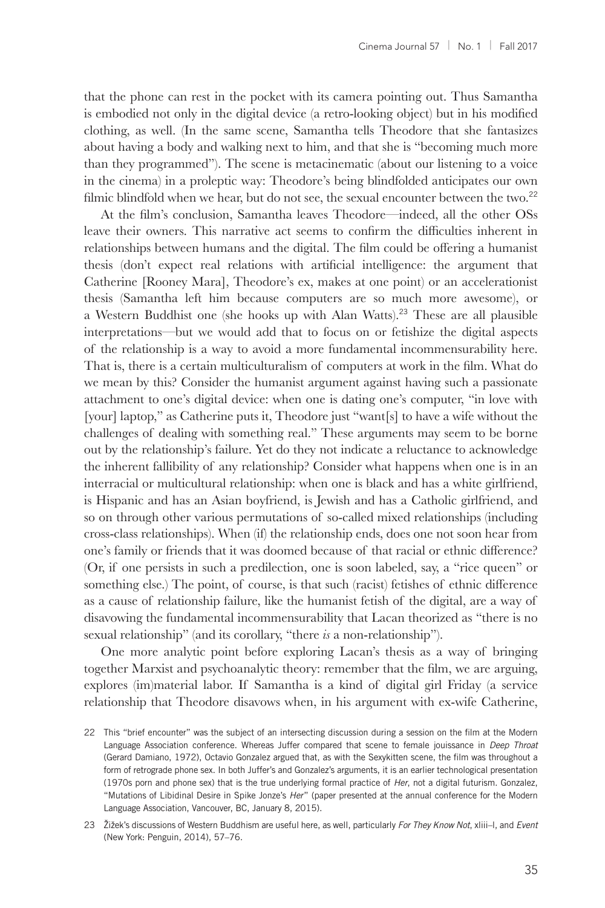that the phone can rest in the pocket with its camera pointing out. Thus Samantha is embodied not only in the digital device (a retro-looking object) but in his modified clothing, as well. (In the same scene, Samantha tells Theodore that she fantasizes about having a body and walking next to him, and that she is "becoming much more than they programmed"). The scene is metacinematic (about our listening to a voice in the cinema) in a proleptic way: Theodore's being blindfolded anticipates our own filmic blindfold when we hear, but do not see, the sexual encounter between the two.[22]

At the film's conclusion, Samantha leaves Theodore—indeed, all the other OSs leave their owners. This narrative act seems to confirm the difficulties inherent in relationships between humans and the digital. The film could be offering a humanist thesis (don't expect real relations with artificial intelligence: the argument that Catherine [Rooney Mara], Theodore's ex, makes at one point) or an accelerationist thesis (Samantha left him because computers are so much more awesome), or a Western Buddhist one (she hooks up with Alan Watts).[23] These are all plausible interpretations—but we would add that to focus on or fetishize the digital aspects of the relationship is a way to avoid a more fundamental incommensurability here. That is, there is a certain multiculturalism of computers at work in the film. What do we mean by this? Consider the humanist argument against having such a passionate attachment to one's digital device: when one is dating one's computer, "in love with [your] laptop," as Catherine puts it, Theodore just "want[s] to have a wife without the challenges of dealing with something real." These arguments may seem to be borne out by the relationship's failure. Yet do they not indicate a reluctance to acknowledge the inherent fallibility of any relationship? Consider what happens when one is in an interracial or multicultural relationship: when one is black and has a white girlfriend, is Hispanic and has an Asian boyfriend, is Jewish and has a Catholic girlfriend, and so on through other various permutations of so-called mixed relationships (including cross-class relationships). When (if) the relationship ends, does one not soon hear from one's family or friends that it was doomed because of that racial or ethnic difference? (Or, if one persists in such a predilection, one is soon labeled, say, a "rice queen" or something else.) The point, of course, is that such (racist) fetishes of ethnic difference as a cause of relationship failure, like the humanist fetish of the digital, are a way of disavowing the fundamental incommensurability that Lacan theorized as "there is no sexual relationship" (and its corollary, "there *is* a non-relationship").

One more analytic point before exploring Lacan's thesis as a way of bringing together Marxist and psychoanalytic theory: remember that the film, we are arguing, explores (im)material labor. If Samantha is a kind of digital girl Friday (a service relationship that Theodore disavows when, in his argument with ex-wife Catherine,

22 This "brief encounter" was the subject of an intersecting discussion during a session on the film at the Modern Language Association conference. Whereas Juffer compared that scene to female jouissance in *Deep Throat* (Gerard Damiano, 1972), Octavio Gonzalez argued that, as with the Sexykitten scene, the film was throughout a form of retrograde phone sex. In both Juffer's and Gonzalez's arguments, it is an earlier technological presentation (1970s porn and phone sex) that is the true underlying formal practice of *Her*, not a digital futurism. Gonzalez, "Mutations of Libidinal Desire in Spike Jonze's *Her*" (paper presented at the annual conference for the Modern Language Association, Vancouver, BC, January 8, 2015).

23 Žižek's discussions of Western Buddhism are useful here, as well, particularly *For They Know Not*, xliii–l, and *Event* (New York: Penguin, 2014), 57–76.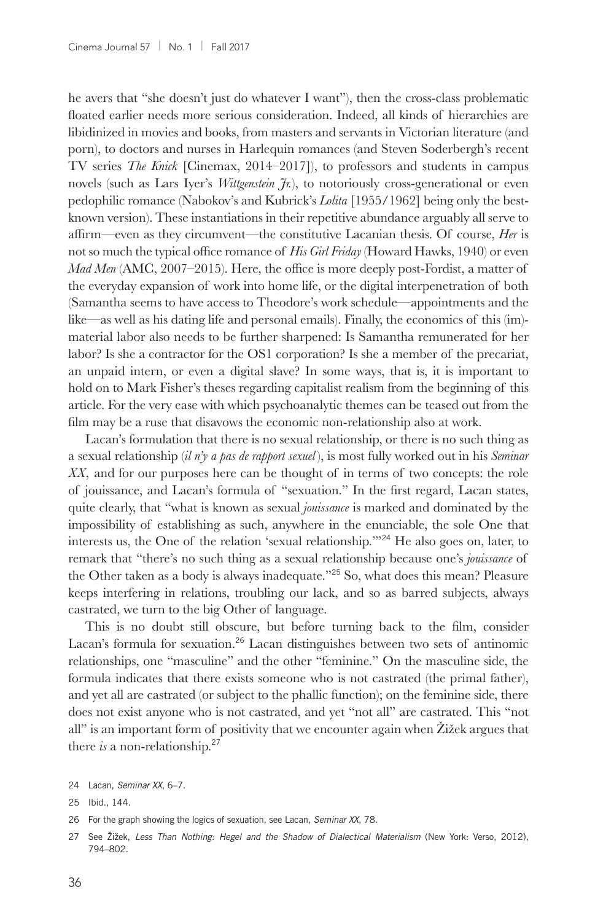he avers that "she doesn't just do whatever I want"), then the cross-class problematic floated earlier needs more serious consideration. Indeed, all kinds of hierarchies are libidinized in movies and books, from masters and servants in Victorian literature (and porn), to doctors and nurses in Harlequin romances (and Steven Soderbergh's recent TV series *The Knick* [Cinemax, 2014–2017]), to professors and students in campus novels (such as Lars Iyer's *Wittgenstein Jr.*), to notoriously cross-generational or even pedophilic romance (Nabokov's and Kubrick's *Lolita* [1955/1962] being only the best-known version). These instantiations in their repetitive abundance arguably all serve to affirm—even as they circumvent—the constitutive Lacanian thesis. Of course, *Her* is not so much the typical office romance of *His Girl Friday* (Howard Hawks, 1940) or even *Mad Men* (AMC, 2007–2015). Here, the office is more deeply post-Fordist, a matter of the everyday expansion of work into home life, or the digital interpenetration of both (Samantha seems to have access to Theodore's work schedule—appointments and the like—as well as his dating life and personal emails). Finally, the economics of this (im)-material labor also needs to be further sharpened: Is Samantha remunerated for her labor? Is she a contractor for the OS1 corporation? Is she a member of the precariat, an unpaid intern, or even a digital slave? In some ways, that is, it is important to hold on to Mark Fisher's theses regarding capitalist realism from the beginning of this article. For the very ease with which psychoanalytic themes can be teased out from the film may be a ruse that disavows the economic non-relationship also at work.

Lacan's formulation that there is no sexual relationship, or there is no such thing as a sexual relationship (*il n'y a pas de rapport sexuel*), is most fully worked out in his *Seminar XX*, and for our purposes here can be thought of in terms of two concepts: the role of jouissance, and Lacan's formula of "sexuation." In the first regard, Lacan states, quite clearly, that "what is known as sexual *jouissance* is marked and dominated by the impossibility of establishing as such, anywhere in the enunciable, the sole One that interests us, the One of the relation 'sexual relationship.'"[24] He also goes on, later, to remark that "there's no such thing as a sexual relationship because one's *jouissance* of the Other taken as a body is always inadequate."[25] So, what does this mean? Pleasure keeps interfering in relations, troubling our lack, and so as barred subjects, always castrated, we turn to the big Other of language.

This is no doubt still obscure, but before turning back to the film, consider Lacan's formula for sexuation.[26] Lacan distinguishes between two sets of antinomic relationships, one "masculine" and the other "feminine." On the masculine side, the formula indicates that there exists someone who is not castrated (the primal father), and yet all are castrated (or subject to the phallic function); on the feminine side, there does not exist anyone who is not castrated, and yet "not all" are castrated. This "not all" is an important form of positivity that we encounter again when Žižek argues that there *is* a non-relationship.[27]

24 Lacan, *Seminar XX*, 6–7.

25 Ibid., 144.

26 For the graph showing the logics of sexuation, see Lacan, *Seminar XX*, 78.

27 See Žižek, *Less Than Nothing: Hegel and the Shadow of Dialectical Materialism* (New York: Verso, 2012), 794–802.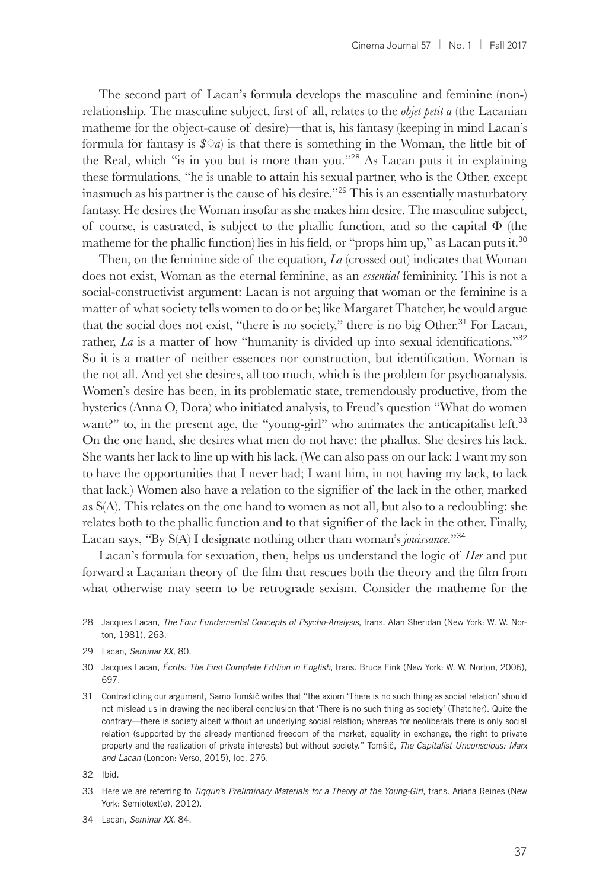The second part of Lacan's formula develops the masculine and feminine (non-) relationship. The masculine subject, first of all, relates to the *objet petit a* (the Lacanian matheme for the object-cause of desire)—that is, his fantasy (keeping in mind Lacan's formula for fantasy is $\$\lozenge a$) is that there is something in the Woman, the little bit of the Real, which "is in you but is more than you."[28] As Lacan puts it in explaining these formulations, "he is unable to attain his sexual partner, who is the Other, except inasmuch as his partner is the cause of his desire."[29] This is an essentially masturbatory fantasy. He desires the Woman insofar as she makes him desire. The masculine subject, of course, is castrated, is subject to the phallic function, and so the capital $\Phi$ (the matheme for the phallic function) lies in his field, or "props him up," as Lacan puts it.[30]

Then, on the feminine side of the equation, *La* (crossed out) indicates that Woman does not exist, Woman as the eternal feminine, as an *essential* femininity. This is not a social-constructivist argument: Lacan is not arguing that woman or the feminine is a matter of what society tells women to do or be; like Margaret Thatcher, he would argue that the social does not exist, "there is no society," there is no big Other.[31] For Lacan, rather, *La* is a matter of how "humanity is divided up into sexual identifications."[32] So it is a matter of neither essences nor construction, but identification. Woman is the not all. And yet she desires, all too much, which is the problem for psychoanalysis. Women's desire has been, in its problematic state, tremendously productive, from the hysterics (Anna O, Dora) who initiated analysis, to Freud's question "What do women want?" to, in the present age, the "young-girl" who animates the anticapitalist left.[33] On the one hand, she desires what men do not have: the phallus. She desires his lack. She wants her lack to line up with his lack. (We can also pass on our lack: I want my son to have the opportunities that I never had; I want him, in not having my lack, to lack that lack.) Women also have a relation to the signifier of the lack in the other, marked as $S(\not{A})$. This relates on the one hand to women as not all, but also to a redoubling: she relates both to the phallic function and to that signifier of the lack in the other. Finally, Lacan says, "By $S(\not{A})$ I designate nothing other than woman's *jouissance*."[34]

Lacan's formula for sexuation, then, helps us understand the logic of *Her* and put forward a Lacanian theory of the film that rescues both the theory and the film from what otherwise may seem to be retrograde sexism. Consider the matheme for the

28 Jacques Lacan, *The Four Fundamental Concepts of Psycho-Analysis*, trans. Alan Sheridan (New York: W. W. Norton, 1981), 263.

29 Lacan, *Seminar XX*, 80.

30 Jacques Lacan, *Écrits: The First Complete Edition in English*, trans. Bruce Fink (New York: W. W. Norton, 2006), 697.

31 Contradicting our argument, Samo Tomšič writes that "the axiom 'There is no such thing as social relation' should not mislead us in drawing the neoliberal conclusion that 'There is no such thing as society' (Thatcher). Quite the contrary—there is society albeit without an underlying social relation; whereas for neoliberals there is only social relation (supported by the already mentioned freedom of the market, equality in exchange, the right to private property and the realization of private interests) but without society." Tomšič, *The Capitalist Unconscious: Marx and Lacan* (London: Verso, 2015), loc. 275.

32 Ibid.

33 Here we are referring to *Tiqqun*'s *Preliminary Materials for a Theory of the Young-Girl*, trans. Ariana Reines (New York: Semiotext(e), 2012).

34 Lacan, *Seminar XX*, 84.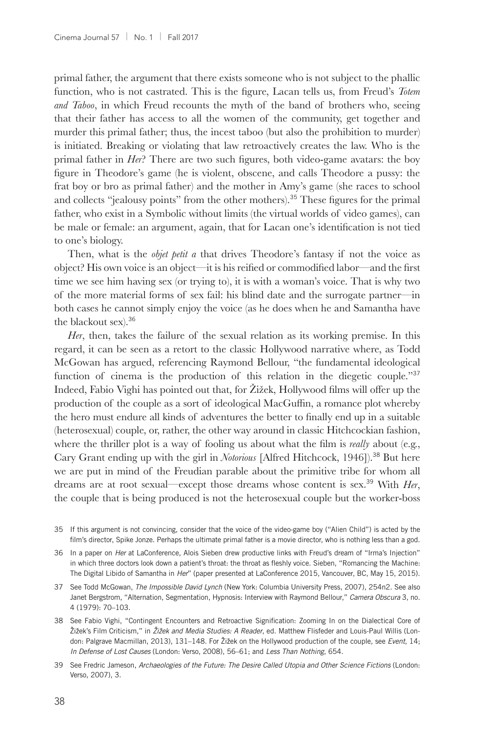primal father, the argument that there exists someone who is not subject to the phallic function, who is not castrated. This is the figure, Lacan tells us, from Freud's *Totem and Taboo*, in which Freud recounts the myth of the band of brothers who, seeing that their father has access to all the women of the community, get together and murder this primal father; thus, the incest taboo (but also the prohibition to murder) is initiated. Breaking or violating that law retroactively creates the law. Who is the primal father in *Her*? There are two such figures, both video-game avatars: the boy figure in Theodore's game (he is violent, obscene, and calls Theodore a pussy: the frat boy or bro as primal father) and the mother in Amy's game (she races to school and collects "jealousy points" from the other mothers).[35] These figures for the primal father, who exist in a Symbolic without limits (the virtual worlds of video games), can be male or female: an argument, again, that for Lacan one's identification is not tied to one's biology.

Then, what is the *objet petit a* that drives Theodore's fantasy if not the voice as object? His own voice is an object—it is his reified or commodified labor—and the first time we see him having sex (or trying to), it is with a woman's voice. That is why two of the more material forms of sex fail: his blind date and the surrogate partner—in both cases he cannot simply enjoy the voice (as he does when he and Samantha have the blackout sex).[36]

*Her*, then, takes the failure of the sexual relation as its working premise. In this regard, it can be seen as a retort to the classic Hollywood narrative where, as Todd McGowan has argued, referencing Raymond Bellour, "the fundamental ideological function of cinema is the production of this relation in the diegetic couple."[37] Indeed, Fabio Vighi has pointed out that, for Žižek, Hollywood films will offer up the production of the couple as a sort of ideological MacGuffin, a romance plot whereby the hero must endure all kinds of adventures the better to finally end up in a suitable (heterosexual) couple, or, rather, the other way around in classic Hitchcockian fashion, where the thriller plot is a way of fooling us about what the film is *really* about (e.g., Cary Grant ending up with the girl in *Notorious* [Alfred Hitchcock, 1946]).[38] But here we are put in mind of the Freudian parable about the primitive tribe for whom all dreams are at root sexual—except those dreams whose content is sex.[39] With *Her*, the couple that is being produced is not the heterosexual couple but the worker-boss

35 If this argument is not convincing, consider that the voice of the video-game boy ("Alien Child") is acted by the film's director, Spike Jonze. Perhaps the ultimate primal father is a movie director, who is nothing less than a god.

36 In a paper on *Her* at LaConference, Alois Sieben drew productive links with Freud's dream of "Irma's Injection" in which three doctors look down a patient's throat: the throat as fleshly voice. Sieben, "Romancing the Machine: The Digital Libido of Samantha in *Her*" (paper presented at LaConference 2015, Vancouver, BC, May 15, 2015).

37 See Todd McGowan, *The Impossible David Lynch* (New York: Columbia University Press, 2007), 254n2. See also Janet Bergstrom, "Alternation, Segmentation, Hypnosis: Interview with Raymond Bellour," *Camera Obscura* 3, no. 4 (1979): 70–103.

38 See Fabio Vighi, "Contingent Encounters and Retroactive Signification: Zooming In on the Dialectical Core of Žižek's Film Criticism," in *Žižek and Media Studies: A Reader*, ed. Matthew Flisfeder and Louis-Paul Willis (London: Palgrave Macmillan, 2013), 131–148. For Žižek on the Hollywood production of the couple, see *Event*, 14; *In Defense of Lost Causes* (London: Verso, 2008), 56–61; and *Less Than Nothing*, 654.

39 See Fredric Jameson, *Archaeologies of the Future: The Desire Called Utopia and Other Science Fictions* (London: Verso, 2007), 3.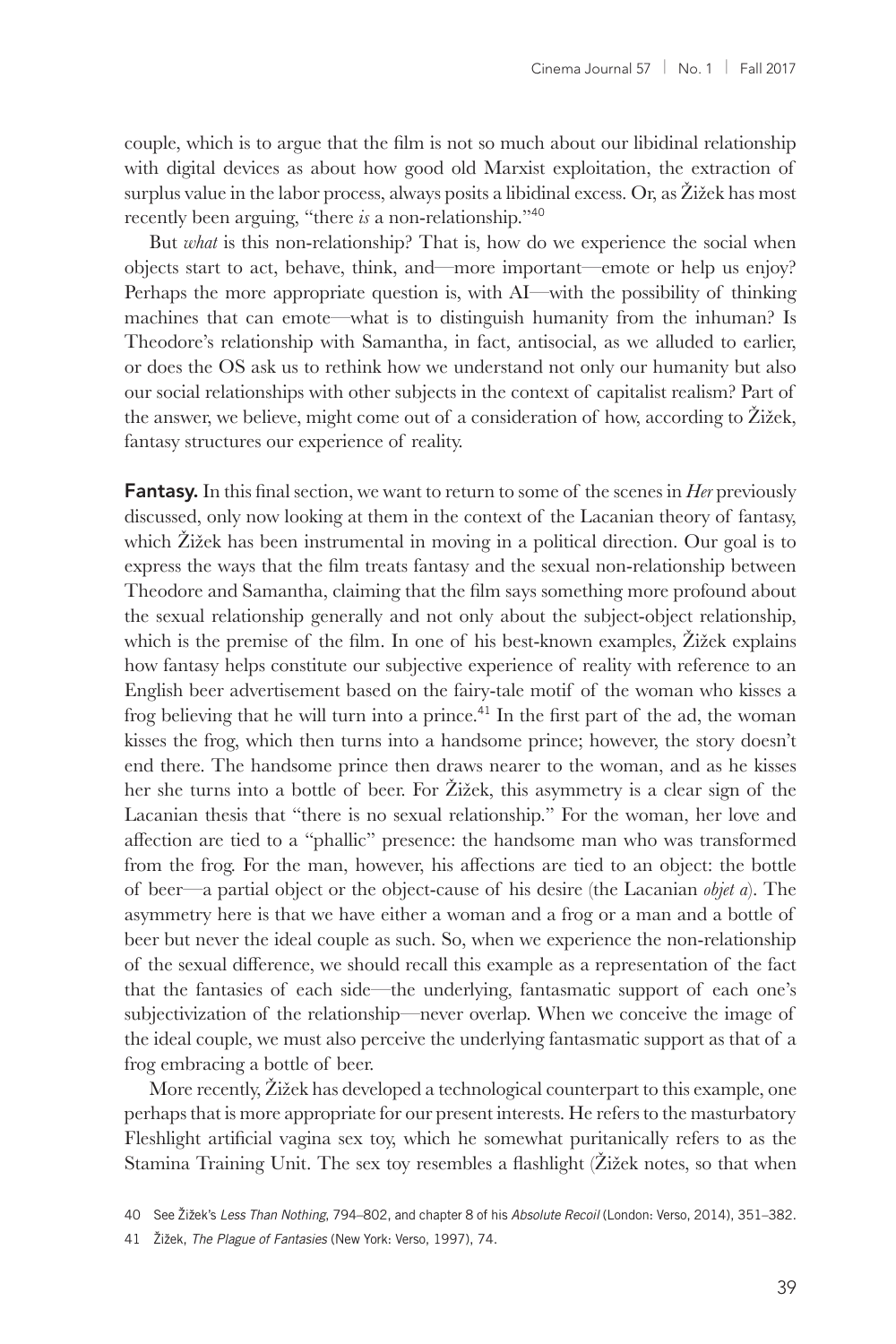couple, which is to argue that the film is not so much about our libidinal relationship with digital devices as about how good old Marxist exploitation, the extraction of surplus value in the labor process, always posits a libidinal excess. Or, as Žižek has most recently been arguing, "there *is* a non-relationship."[40]

But *what* is this non-relationship? That is, how do we experience the social when objects start to act, behave, think, and—more important—emote or help us enjoy? Perhaps the more appropriate question is, with AI—with the possibility of thinking machines that can emote—what is to distinguish humanity from the inhuman? Is Theodore's relationship with Samantha, in fact, antisocial, as we alluded to earlier, or does the OS ask us to rethink how we understand not only our humanity but also our social relationships with other subjects in the context of capitalist realism? Part of the answer, we believe, might come out of a consideration of how, according to Žižek, fantasy structures our experience of reality.

**Fantasy.** In this final section, we want to return to some of the scenes in *Her* previously discussed, only now looking at them in the context of the Lacanian theory of fantasy, which Žižek has been instrumental in moving in a political direction. Our goal is to express the ways that the film treats fantasy and the sexual non-relationship between Theodore and Samantha, claiming that the film says something more profound about the sexual relationship generally and not only about the subject-object relationship, which is the premise of the film. In one of his best-known examples, Žižek explains how fantasy helps constitute our subjective experience of reality with reference to an English beer advertisement based on the fairy-tale motif of the woman who kisses a frog believing that he will turn into a prince.[41] In the first part of the ad, the woman kisses the frog, which then turns into a handsome prince; however, the story doesn't end there. The handsome prince then draws nearer to the woman, and as he kisses her she turns into a bottle of beer. For Žižek, this asymmetry is a clear sign of the Lacanian thesis that "there is no sexual relationship." For the woman, her love and affection are tied to a "phallic" presence: the handsome man who was transformed from the frog. For the man, however, his affections are tied to an object: the bottle of beer—a partial object or the object-cause of his desire (the Lacanian *objet a*). The asymmetry here is that we have either a woman and a frog or a man and a bottle of beer but never the ideal couple as such. So, when we experience the non-relationship of the sexual difference, we should recall this example as a representation of the fact that the fantasies of each side—the underlying, fantasmatic support of each one's subjectivization of the relationship—never overlap. When we conceive the image of the ideal couple, we must also perceive the underlying fantasmatic support as that of a frog embracing a bottle of beer.

More recently, Žižek has developed a technological counterpart to this example, one perhaps that is more appropriate for our present interests. He refers to the masturbatory Fleshlight artificial vagina sex toy, which he somewhat puritanically refers to as the Stamina Training Unit. The sex toy resembles a flashlight (Žižek notes, so that when

40 See Žižek's *Less Than Nothing*, 794–802, and chapter 8 of his *Absolute Recoil* (London: Verso, 2014), 351–382.

41 Žižek, *The Plague of Fantasies* (New York: Verso, 1997), 74.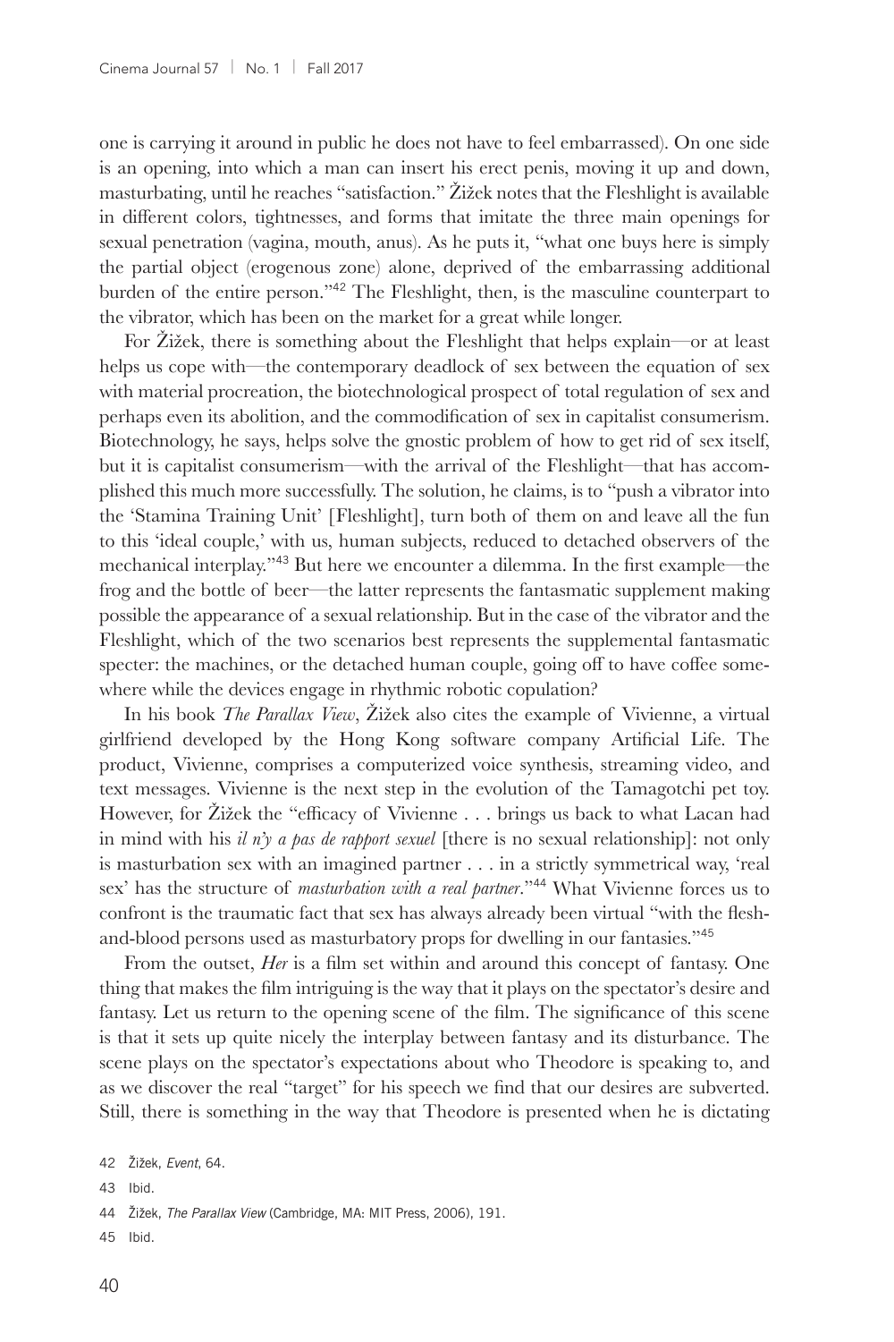one is carrying it around in public he does not have to feel embarrassed). On one side is an opening, into which a man can insert his erect penis, moving it up and down, masturbating, until he reaches "satisfaction." Žižek notes that the Fleshlight is available in different colors, tightnesses, and forms that imitate the three main openings for sexual penetration (vagina, mouth, anus). As he puts it, "what one buys here is simply the partial object (erogenous zone) alone, deprived of the embarrassing additional burden of the entire person."[42] The Fleshlight, then, is the masculine counterpart to the vibrator, which has been on the market for a great while longer.

For Žižek, there is something about the Fleshlight that helps explain—or at least helps us cope with—the contemporary deadlock of sex between the equation of sex with material procreation, the biotechnological prospect of total regulation of sex and perhaps even its abolition, and the commodification of sex in capitalist consumerism. Biotechnology, he says, helps solve the gnostic problem of how to get rid of sex itself, but it is capitalist consumerism—with the arrival of the Fleshlight—that has accomplished this much more successfully. The solution, he claims, is to "push a vibrator into the 'Stamina Training Unit' [Fleshlight], turn both of them on and leave all the fun to this 'ideal couple,' with us, human subjects, reduced to detached observers of the mechanical interplay."[43] But here we encounter a dilemma. In the first example—the frog and the bottle of beer—the latter represents the fantasmatic supplement making possible the appearance of a sexual relationship. But in the case of the vibrator and the Fleshlight, which of the two scenarios best represents the supplemental fantasmatic specter: the machines, or the detached human couple, going off to have coffee somewhere while the devices engage in rhythmic robotic copulation?

In his book *The Parallax View*, Žižek also cites the example of Vivienne, a virtual girlfriend developed by the Hong Kong software company Artificial Life. The product, Vivienne, comprises a computerized voice synthesis, streaming video, and text messages. Vivienne is the next step in the evolution of the Tamagotchi pet toy. However, for Žižek the "efficacy of Vivienne . . . brings us back to what Lacan had in mind with his *il n'y a pas de rapport sexuel* [there is no sexual relationship]: not only is masturbation sex with an imagined partner . . . in a strictly symmetrical way, 'real sex' has the structure of *masturbation with a real partner*."[44] What Vivienne forces us to confront is the traumatic fact that sex has always already been virtual "with the flesh-and-blood persons used as masturbatory props for dwelling in our fantasies."[45]

From the outset, *Her* is a film set within and around this concept of fantasy. One thing that makes the film intriguing is the way that it plays on the spectator's desire and fantasy. Let us return to the opening scene of the film. The significance of this scene is that it sets up quite nicely the interplay between fantasy and its disturbance. The scene plays on the spectator's expectations about who Theodore is speaking to, and as we discover the real "target" for his speech we find that our desires are subverted. Still, there is something in the way that Theodore is presented when he is dictating

42 Žižek, *Event*, 64.

43 Ibid.

44 Žižek, *The Parallax View* (Cambridge, MA: MIT Press, 2006), 191.

45 Ibid.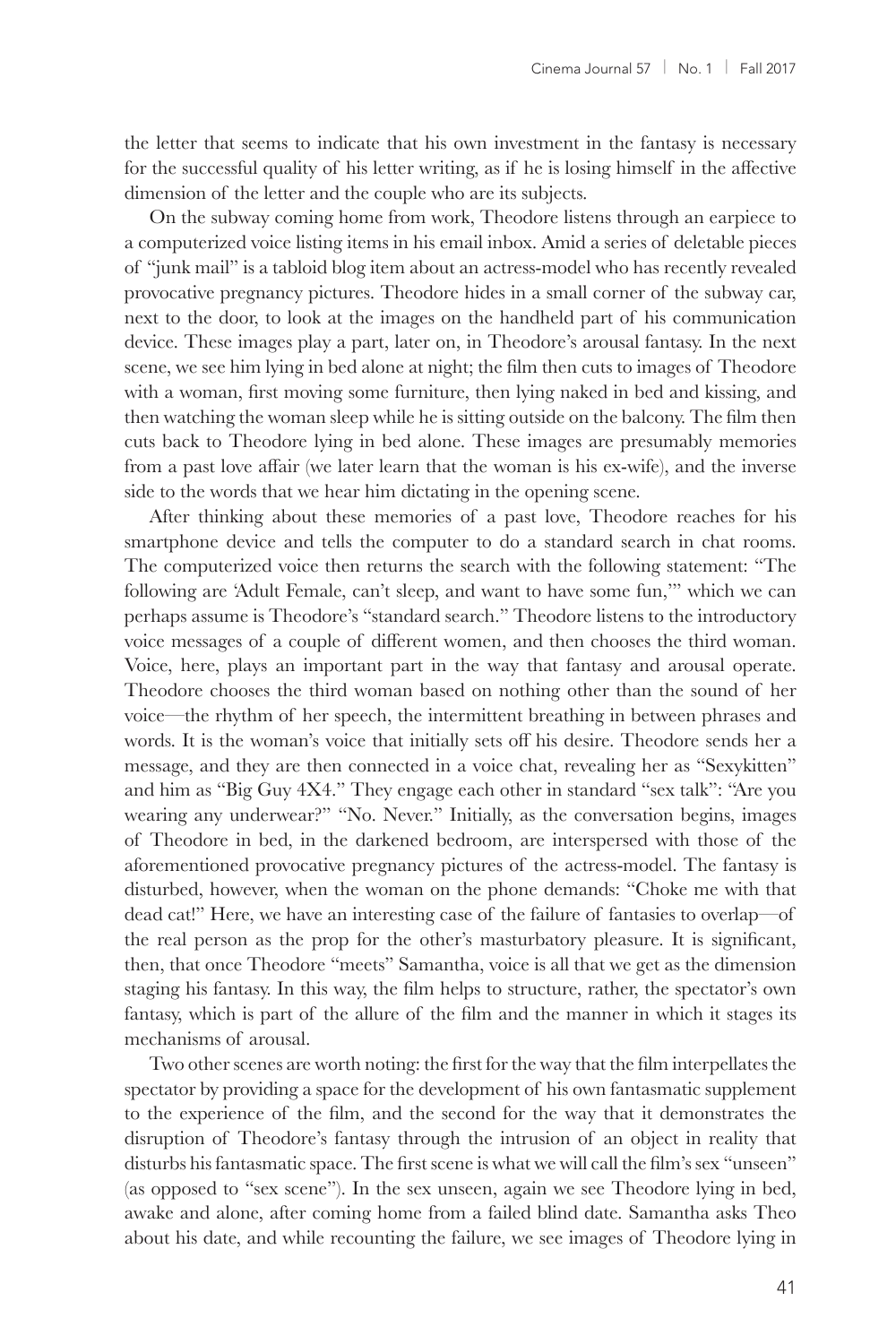the letter that seems to indicate that his own investment in the fantasy is necessary for the successful quality of his letter writing, as if he is losing himself in the affective dimension of the letter and the couple who are its subjects.

On the subway coming home from work, Theodore listens through an earpiece to a computerized voice listing items in his email inbox. Amid a series of deletable pieces of "junk mail" is a tabloid blog item about an actress-model who has recently revealed provocative pregnancy pictures. Theodore hides in a small corner of the subway car, next to the door, to look at the images on the handheld part of his communication device. These images play a part, later on, in Theodore's arousal fantasy. In the next scene, we see him lying in bed alone at night; the film then cuts to images of Theodore with a woman, first moving some furniture, then lying naked in bed and kissing, and then watching the woman sleep while he is sitting outside on the balcony. The film then cuts back to Theodore lying in bed alone. These images are presumably memories from a past love affair (we later learn that the woman is his ex-wife), and the inverse side to the words that we hear him dictating in the opening scene.

After thinking about these memories of a past love, Theodore reaches for his smartphone device and tells the computer to do a standard search in chat rooms. The computerized voice then returns the search with the following statement: "The following are 'Adult Female, can't sleep, and want to have some fun,'" which we can perhaps assume is Theodore's "standard search." Theodore listens to the introductory voice messages of a couple of different women, and then chooses the third woman. Voice, here, plays an important part in the way that fantasy and arousal operate. Theodore chooses the third woman based on nothing other than the sound of her voice—the rhythm of her speech, the intermittent breathing in between phrases and words. It is the woman's voice that initially sets off his desire. Theodore sends her a message, and they are then connected in a voice chat, revealing her as "Sexykitten" and him as "Big Guy 4X4." They engage each other in standard "sex talk": "Are you wearing any underwear?" "No. Never." Initially, as the conversation begins, images of Theodore in bed, in the darkened bedroom, are interspersed with those of the aforementioned provocative pregnancy pictures of the actress-model. The fantasy is disturbed, however, when the woman on the phone demands: "Choke me with that dead cat!" Here, we have an interesting case of the failure of fantasies to overlap—of the real person as the prop for the other's masturbatory pleasure. It is significant, then, that once Theodore "meets" Samantha, voice is all that we get as the dimension staging his fantasy. In this way, the film helps to structure, rather, the spectator's own fantasy, which is part of the allure of the film and the manner in which it stages its mechanisms of arousal.

Two other scenes are worth noting: the first for the way that the film interpellates the spectator by providing a space for the development of his own fantasmatic supplement to the experience of the film, and the second for the way that it demonstrates the disruption of Theodore's fantasy through the intrusion of an object in reality that disturbs his fantasmatic space. The first scene is what we will call the film's sex "unseen" (as opposed to "sex scene"). In the sex unseen, again we see Theodore lying in bed, awake and alone, after coming home from a failed blind date. Samantha asks Theo about his date, and while recounting the failure, we see images of Theodore lying in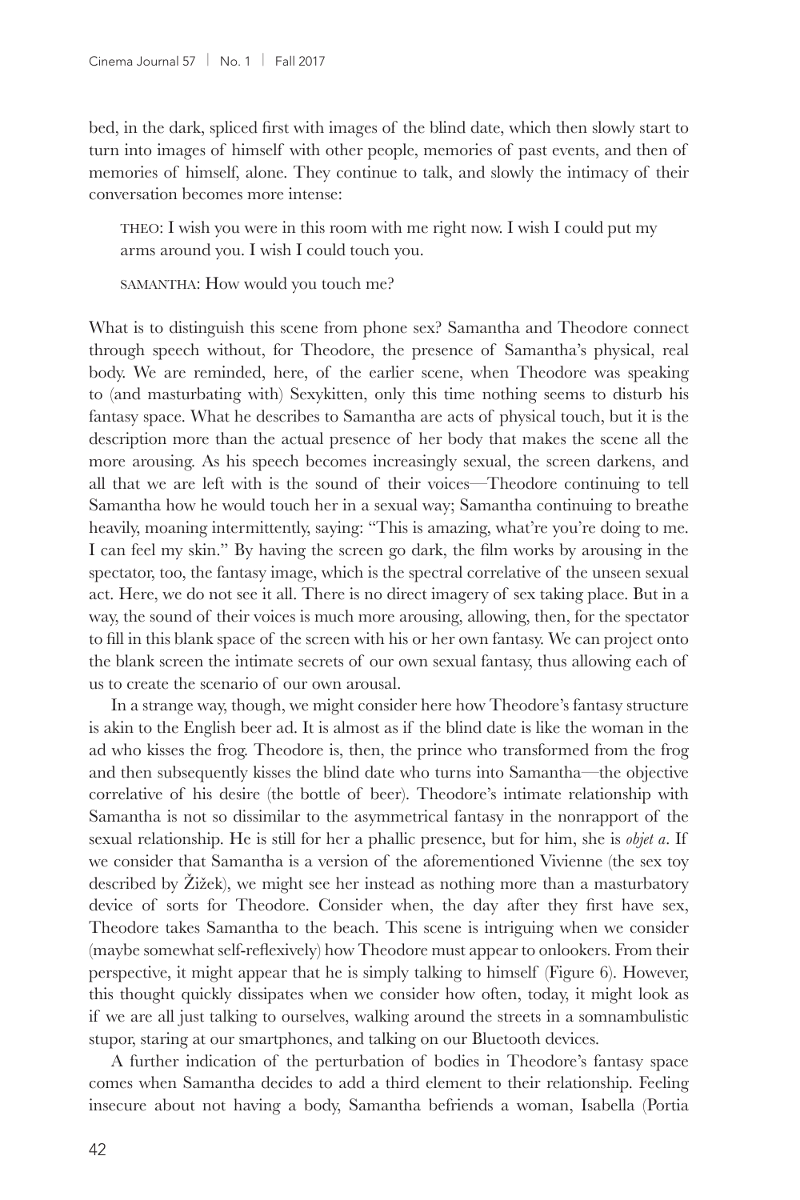bed, in the dark, spliced first with images of the blind date, which then slowly start to turn into images of himself with other people, memories of past events, and then of memories of himself, alone. They continue to talk, and slowly the intimacy of their conversation becomes more intense:

> THEO: I wish you were in this room with me right now. I wish I could put my arms around you. I wish I could touch you.
>
> SAMANTHA: How would you touch me?

What is to distinguish this scene from phone sex? Samantha and Theodore connect through speech without, for Theodore, the presence of Samantha's physical, real body. We are reminded, here, of the earlier scene, when Theodore was speaking to (and masturbating with) Sexykitten, only this time nothing seems to disturb his fantasy space. What he describes to Samantha are acts of physical touch, but it is the description more than the actual presence of her body that makes the scene all the more arousing. As his speech becomes increasingly sexual, the screen darkens, and all that we are left with is the sound of their voices—Theodore continuing to tell Samantha how he would touch her in a sexual way; Samantha continuing to breathe heavily, moaning intermittently, saying: "This is amazing, what're you're doing to me. I can feel my skin." By having the screen go dark, the film works by arousing in the spectator, too, the fantasy image, which is the spectral correlative of the unseen sexual act. Here, we do not see it all. There is no direct imagery of sex taking place. But in a way, the sound of their voices is much more arousing, allowing, then, for the spectator to fill in this blank space of the screen with his or her own fantasy. We can project onto the blank screen the intimate secrets of our own sexual fantasy, thus allowing each of us to create the scenario of our own arousal.

In a strange way, though, we might consider here how Theodore's fantasy structure is akin to the English beer ad. It is almost as if the blind date is like the woman in the ad who kisses the frog. Theodore is, then, the prince who transformed from the frog and then subsequently kisses the blind date who turns into Samantha—the objective correlative of his desire (the bottle of beer). Theodore's intimate relationship with Samantha is not so dissimilar to the asymmetrical fantasy in the nonrapport of the sexual relationship. He is still for her a phallic presence, but for him, she is *objet a*. If we consider that Samantha is a version of the aforementioned Vivienne (the sex toy described by Žižek), we might see her instead as nothing more than a masturbatory device of sorts for Theodore. Consider when, the day after they first have sex, Theodore takes Samantha to the beach. This scene is intriguing when we consider (maybe somewhat self-reflexively) how Theodore must appear to onlookers. From their perspective, it might appear that he is simply talking to himself (Figure 6). However, this thought quickly dissipates when we consider how often, today, it might look as if we are all just talking to ourselves, walking around the streets in a somnambulistic stupor, staring at our smartphones, and talking on our Bluetooth devices.

A further indication of the perturbation of bodies in Theodore's fantasy space comes when Samantha decides to add a third element to their relationship. Feeling insecure about not having a body, Samantha befriends a woman, Isabella (Portia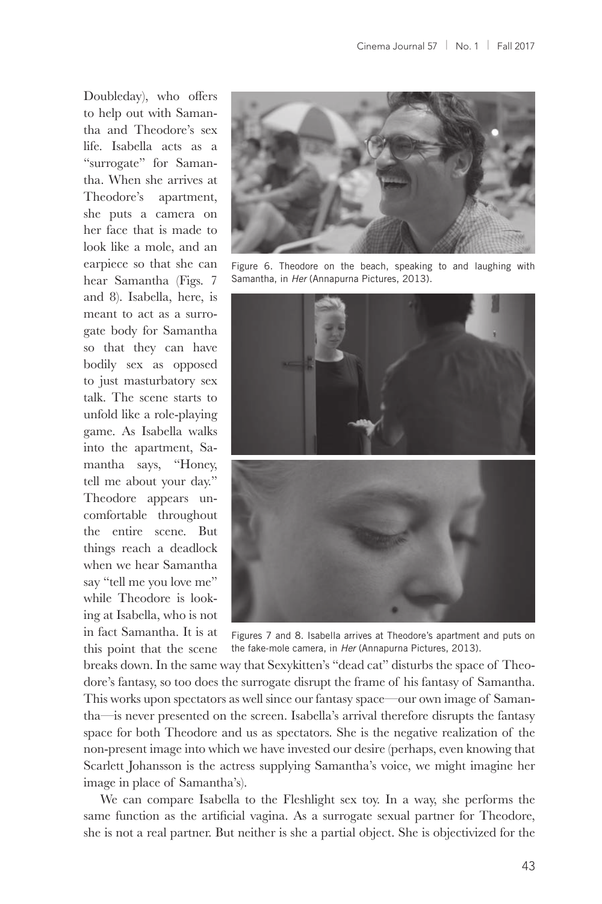Doubleday), who offers to help out with Samantha and Theodore's sex life. Isabella acts as a "surrogate" for Samantha. When she arrives at Theodore's apartment, she puts a camera on her face that is made to look like a mole, and an earpiece so that she can hear Samantha (Figs. 7 and 8). Isabella, here, is meant to act as a surrogate body for Samantha so that they can have bodily sex as opposed to just masturbatory sex talk. The scene starts to unfold like a role-playing game. As Isabella walks into the apartment, Samantha says, "Honey, tell me about your day." Theodore appears uncomfortable throughout the entire scene. But things reach a deadlock when we hear Samantha say "tell me you love me" while Theodore is looking at Isabella, who is not in fact Samantha. It is at this point that the scene breaks down. In the same way that Sexykitten's "dead cat" disturbs the space of Theodore's fantasy, so too does the surrogate disrupt the frame of his fantasy of Samantha. This works upon spectators as well since our fantasy space—our own image of Samantha—is never presented on the screen. Isabella's arrival therefore disrupts the fantasy space for both Theodore and us as spectators. She is the negative realization of the non-present image into which we have invested our desire (perhaps, even knowing that Scarlett Johansson is the actress supplying Samantha's voice, we might imagine her image in place of Samantha's).

Figure 6. Theodore on the beach, speaking to and laughing with Samantha, in *Her* (Annapurna Pictures, 2013).

Figures 7 and 8. Isabella arrives at Theodore's apartment and puts on the fake-mole camera, in *Her* (Annapurna Pictures, 2013).

We can compare Isabella to the Fleshlight sex toy. In a way, she performs the same function as the artificial vagina. As a surrogate sexual partner for Theodore, she is not a real partner. But neither is she a partial object. She is objectivized for the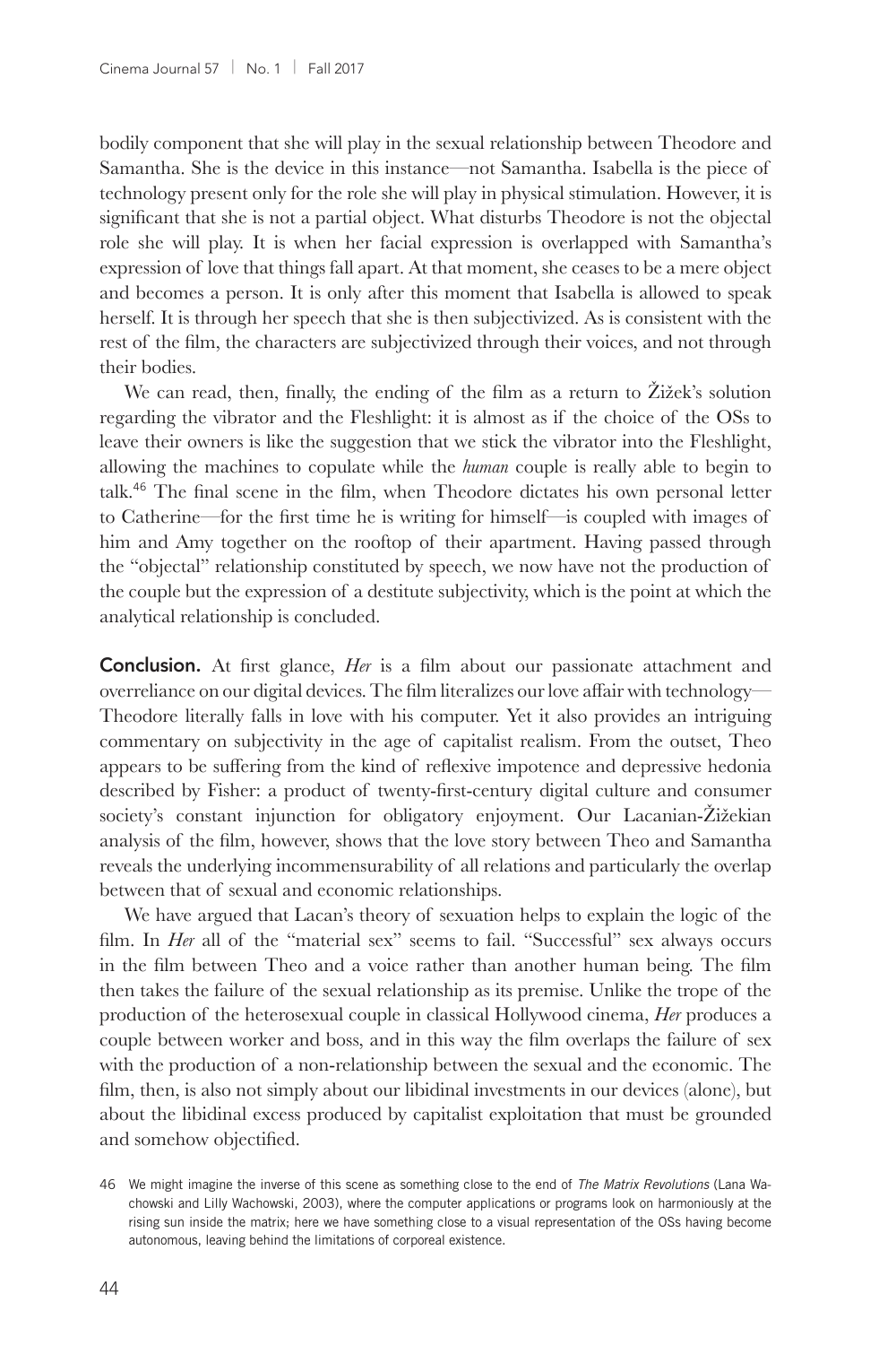bodily component that she will play in the sexual relationship between Theodore and Samantha. She is the device in this instance—not Samantha. Isabella is the piece of technology present only for the role she will play in physical stimulation. However, it is significant that she is not a partial object. What disturbs Theodore is not the objectal role she will play. It is when her facial expression is overlapped with Samantha's expression of love that things fall apart. At that moment, she ceases to be a mere object and becomes a person. It is only after this moment that Isabella is allowed to speak herself. It is through her speech that she is then subjectivized. As is consistent with the rest of the film, the characters are subjectivized through their voices, and not through their bodies.

We can read, then, finally, the ending of the film as a return to Žižek's solution regarding the vibrator and the Fleshlight: it is almost as if the choice of the OSs to leave their owners is like the suggestion that we stick the vibrator into the Fleshlight, allowing the machines to copulate while the *human* couple is really able to begin to talk.[46] The final scene in the film, when Theodore dictates his own personal letter to Catherine—for the first time he is writing for himself—is coupled with images of him and Amy together on the rooftop of their apartment. Having passed through the "objectal" relationship constituted by speech, we now have not the production of the couple but the expression of a destitute subjectivity, which is the point at which the analytical relationship is concluded.

**Conclusion.** At first glance, *Her* is a film about our passionate attachment and overreliance on our digital devices. The film literalizes our love affair with technology—Theodore literally falls in love with his computer. Yet it also provides an intriguing commentary on subjectivity in the age of capitalist realism. From the outset, Theo appears to be suffering from the kind of reflexive impotence and depressive hedonia described by Fisher: a product of twenty-first-century digital culture and consumer society's constant injunction for obligatory enjoyment. Our Lacanian-Žižekian analysis of the film, however, shows that the love story between Theo and Samantha reveals the underlying incommensurability of all relations and particularly the overlap between that of sexual and economic relationships.

We have argued that Lacan's theory of sexuation helps to explain the logic of the film. In *Her* all of the "material sex" seems to fail. "Successful" sex always occurs in the film between Theo and a voice rather than another human being. The film then takes the failure of the sexual relationship as its premise. Unlike the trope of the production of the heterosexual couple in classical Hollywood cinema, *Her* produces a couple between worker and boss, and in this way the film overlaps the failure of sex with the production of a non-relationship between the sexual and the economic. The film, then, is also not simply about our libidinal investments in our devices (alone), but about the libidinal excess produced by capitalist exploitation that must be grounded and somehow objectified.

46 We might imagine the inverse of this scene as something close to the end of *The Matrix Revolutions* (Lana Wachowski and Lilly Wachowski, 2003), where the computer applications or programs look on harmoniously at the rising sun inside the matrix; here we have something close to a visual representation of the OSs having become autonomous, leaving behind the limitations of corporeal existence.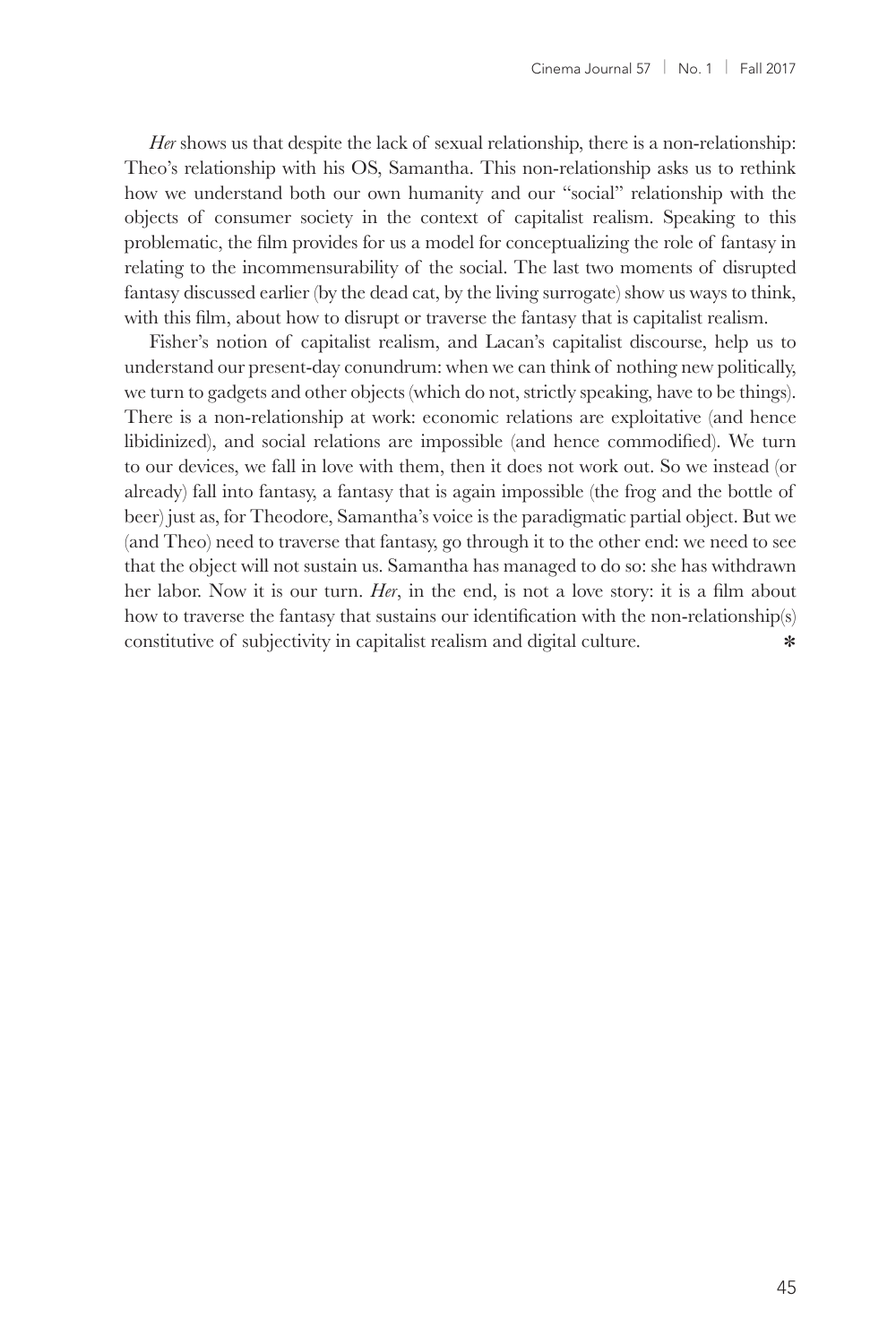*Her* shows us that despite the lack of sexual relationship, there is a non-relationship: Theo's relationship with his OS, Samantha. This non-relationship asks us to rethink how we understand both our own humanity and our "social" relationship with the objects of consumer society in the context of capitalist realism. Speaking to this problematic, the film provides for us a model for conceptualizing the role of fantasy in relating to the incommensurability of the social. The last two moments of disrupted fantasy discussed earlier (by the dead cat, by the living surrogate) show us ways to think, with this film, about how to disrupt or traverse the fantasy that is capitalist realism.

Fisher's notion of capitalist realism, and Lacan's capitalist discourse, help us to understand our present-day conundrum: when we can think of nothing new politically, we turn to gadgets and other objects (which do not, strictly speaking, have to be things). There is a non-relationship at work: economic relations are exploitative (and hence libidinized), and social relations are impossible (and hence commodified). We turn to our devices, we fall in love with them, then it does not work out. So we instead (or already) fall into fantasy, a fantasy that is again impossible (the frog and the bottle of beer) just as, for Theodore, Samantha's voice is the paradigmatic partial object. But we (and Theo) need to traverse that fantasy, go through it to the other end: we need to see that the object will not sustain us. Samantha has managed to do so: she has withdrawn her labor. Now it is our turn. *Her*, in the end, is not a love story: it is a film about how to traverse the fantasy that sustains our identification with the non-relationship(s) constitutive of subjectivity in capitalist realism and digital culture. *